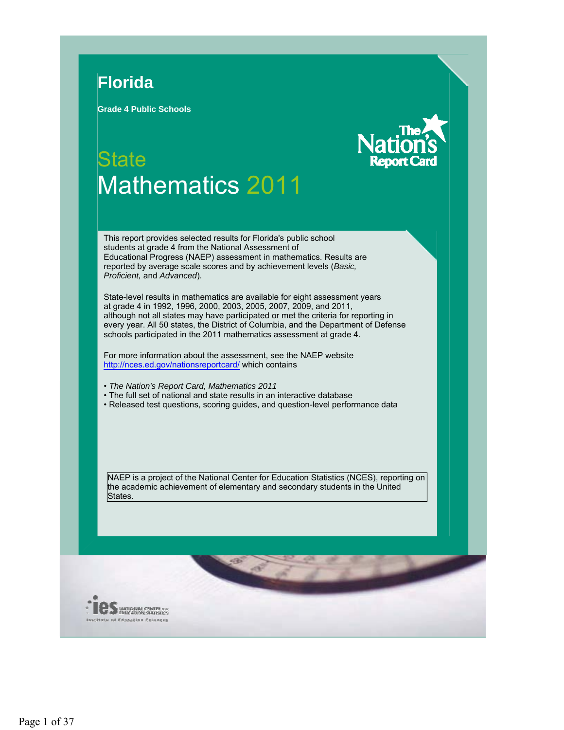# Florida

**Grade 4 Public Schools**

## State Mathematics 2011

The Nation's Report Card

This report provides selected results for Florida's public school students at grade 4 from the National Assessment of Educational Progress (NAEP) assessment in mathematics. Results are reported by average scale scores and by achievement levels (*Basic, Proficient,* and *Advanced*).

State-level results in mathematics are available for eight assessment years at grade 4 in 1992, 1996, 2000, 2003, 2005, 2007, 2009, and 2011, although not all states may have participated or met the criteria for reporting in every year. All 50 states, the District of Columbia, and the Department of Defense schools participated in the 2011 mathematics assessment at grade 4.

For more information about the assessment, see the NAEP website http://nces.ed.gov/nationsreportcard/ which contains

- *The Nation's Report Card, Mathematics 2011*
- The full set of national and state results in an interactive database
- Released test questions, scoring guides, and question-level performance data

NAEP is a project of the National Center for Education Statistics (NCES), reporting on the academic achievement of elementary and secondary students in the United States.

ies National Center for Education Statistics
Institute of Education Sciences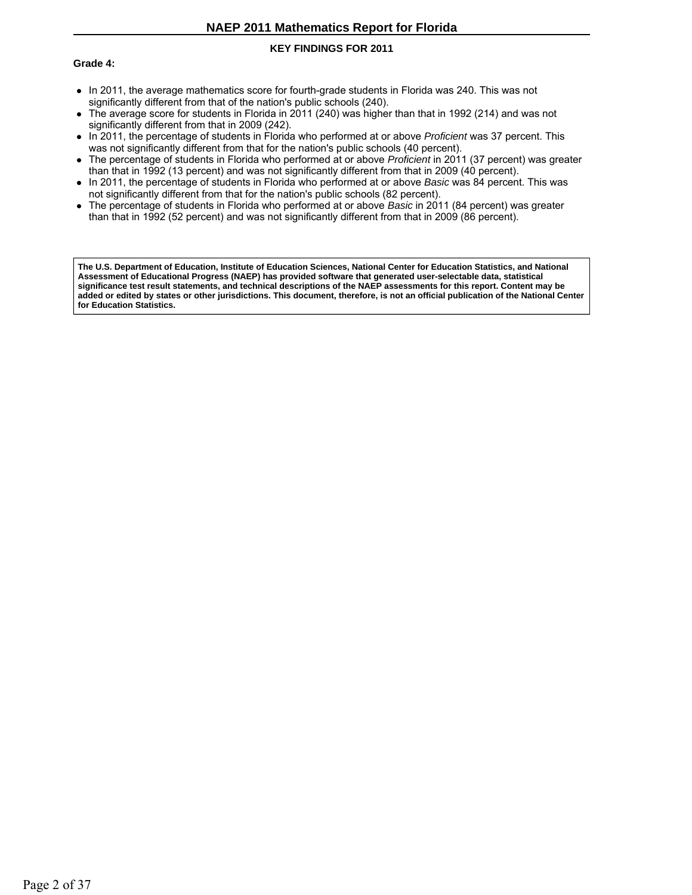## KEY FINDINGS FOR 2011

**Grade 4:**

- In 2011, the average mathematics score for fourth-grade students in Florida was 240. This was not significantly different from that of the nation's public schools (240).
- The average score for students in Florida in 2011 (240) was higher than that in 1992 (214) and was not significantly different from that in 2009 (242).
- In 2011, the percentage of students in Florida who performed at or above *Proficient* was 37 percent. This was not significantly different from that for the nation's public schools (40 percent).
- The percentage of students in Florida who performed at or above *Proficient* in 2011 (37 percent) was greater than that in 1992 (13 percent) and was not significantly different from that in 2009 (40 percent).
- In 2011, the percentage of students in Florida who performed at or above *Basic* was 84 percent. This was not significantly different from that for the nation's public schools (82 percent).
- The percentage of students in Florida who performed at or above *Basic* in 2011 (84 percent) was greater than that in 1992 (52 percent) and was not significantly different from that in 2009 (86 percent).

**The U.S. Department of Education, Institute of Education Sciences, National Center for Education Statistics, and National Assessment of Educational Progress (NAEP) has provided software that generated user-selectable data, statistical significance test result statements, and technical descriptions of the NAEP assessments for this report. Content may be added or edited by states or other jurisdictions. This document, therefore, is not an official publication of the National Center for Education Statistics.**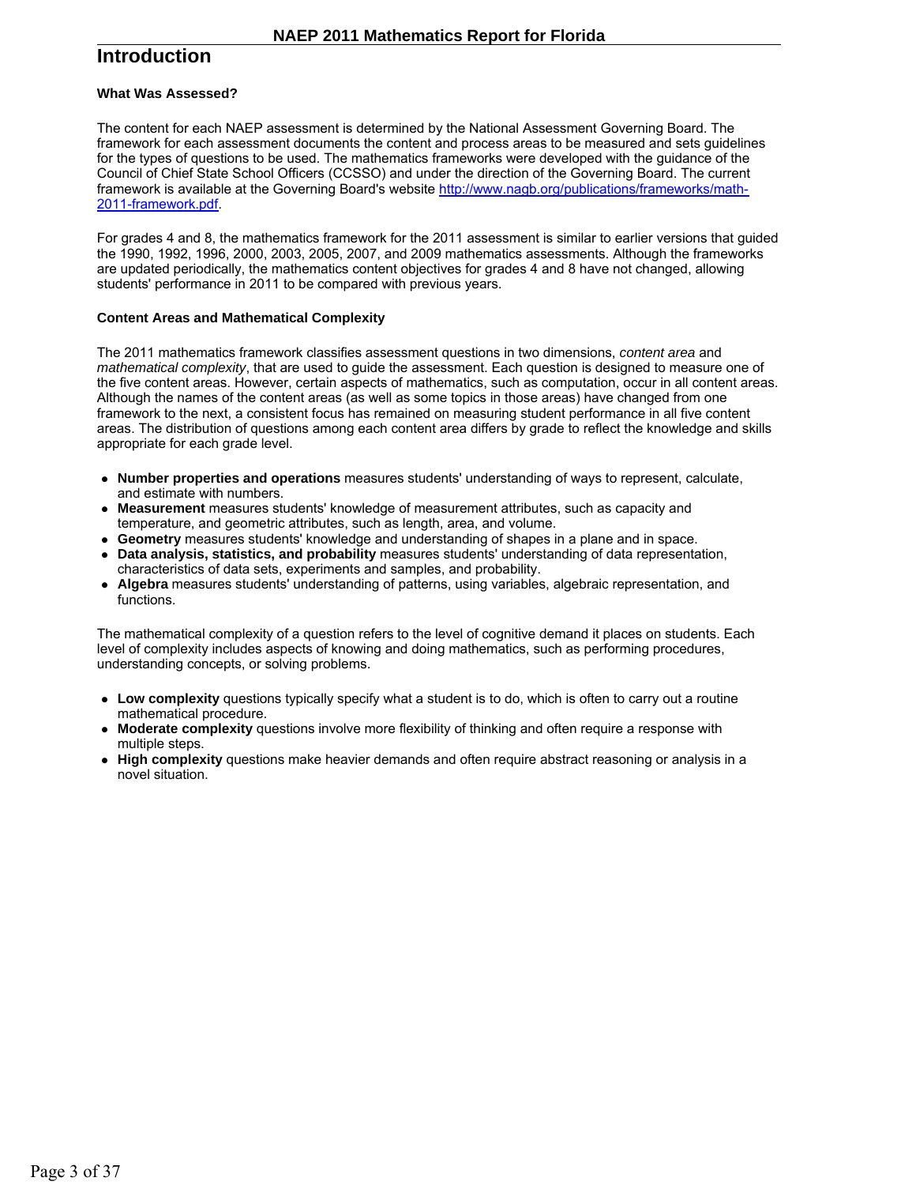## Introduction

### What Was Assessed?

The content for each NAEP assessment is determined by the National Assessment Governing Board. The framework for each assessment documents the content and process areas to be measured and sets guidelines for the types of questions to be used. The mathematics frameworks were developed with the guidance of the Council of Chief State School Officers (CCSSO) and under the direction of the Governing Board. The current framework is available at the Governing Board's website [http://www.nagb.org/publications/frameworks/math-2011-framework.pdf](http://www.nagb.org/publications/frameworks/math-2011-framework.pdf).

For grades 4 and 8, the mathematics framework for the 2011 assessment is similar to earlier versions that guided the 1990, 1992, 1996, 2000, 2003, 2005, 2007, and 2009 mathematics assessments. Although the frameworks are updated periodically, the mathematics content objectives for grades 4 and 8 have not changed, allowing students' performance in 2011 to be compared with previous years.

### Content Areas and Mathematical Complexity

The 2011 mathematics framework classifies assessment questions in two dimensions, *content area* and *mathematical complexity*, that are used to guide the assessment. Each question is designed to measure one of the five content areas. However, certain aspects of mathematics, such as computation, occur in all content areas. Although the names of the content areas (as well as some topics in those areas) have changed from one framework to the next, a consistent focus has remained on measuring student performance in all five content areas. The distribution of questions among each content area differs by grade to reflect the knowledge and skills appropriate for each grade level.

- **Number properties and operations** measures students' understanding of ways to represent, calculate, and estimate with numbers.
- **Measurement** measures students' knowledge of measurement attributes, such as capacity and temperature, and geometric attributes, such as length, area, and volume.
- **Geometry** measures students' knowledge and understanding of shapes in a plane and in space.
- **Data analysis, statistics, and probability** measures students' understanding of data representation, characteristics of data sets, experiments and samples, and probability.
- **Algebra** measures students' understanding of patterns, using variables, algebraic representation, and functions.

The mathematical complexity of a question refers to the level of cognitive demand it places on students. Each level of complexity includes aspects of knowing and doing mathematics, such as performing procedures, understanding concepts, or solving problems.

- **Low complexity** questions typically specify what a student is to do, which is often to carry out a routine mathematical procedure.
- **Moderate complexity** questions involve more flexibility of thinking and often require a response with multiple steps.
- **High complexity** questions make heavier demands and often require abstract reasoning or analysis in a novel situation.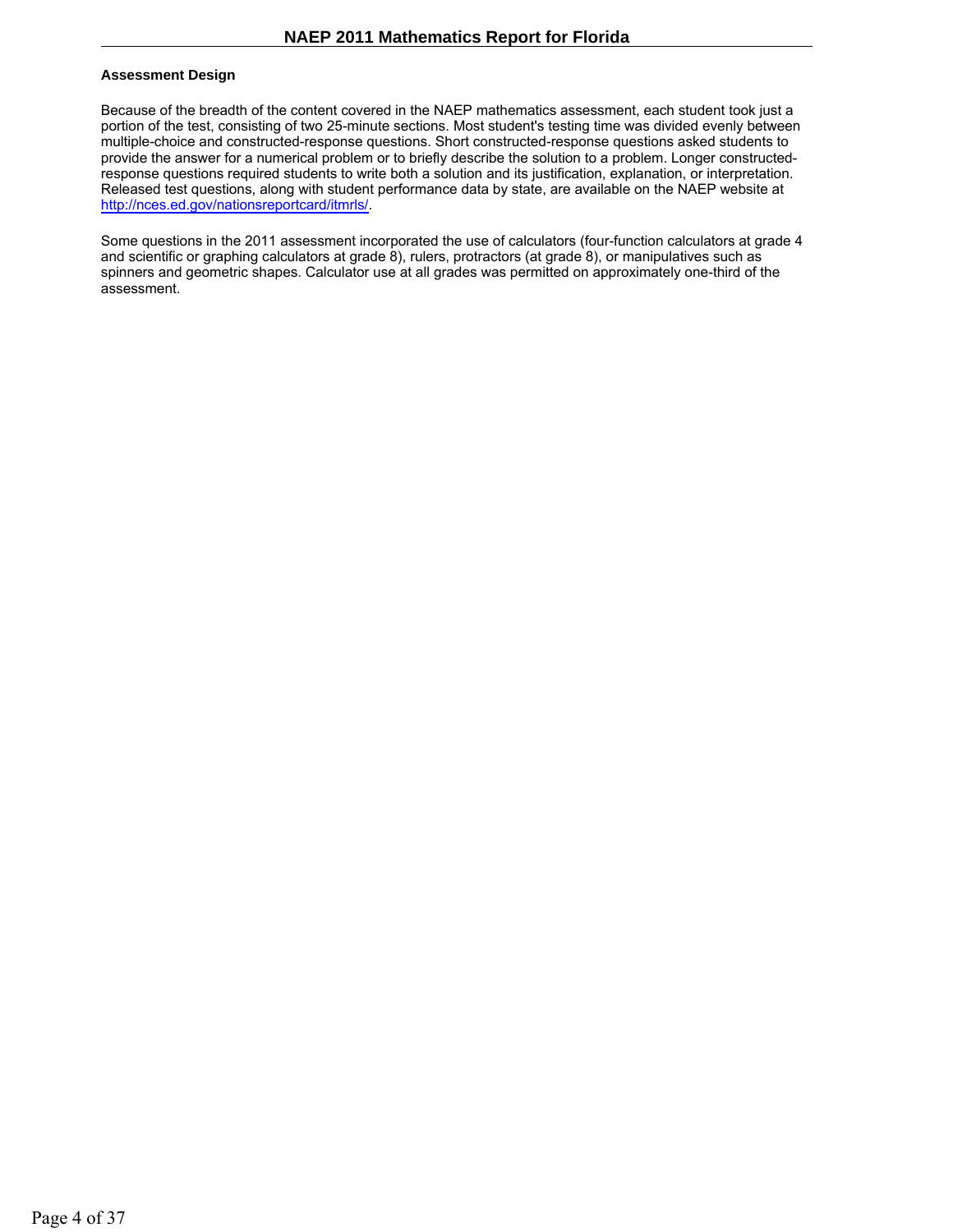### Assessment Design

Because of the breadth of the content covered in the NAEP mathematics assessment, each student took just a portion of the test, consisting of two 25-minute sections. Most student's testing time was divided evenly between multiple-choice and constructed-response questions. Short constructed-response questions asked students to provide the answer for a numerical problem or to briefly describe the solution to a problem. Longer constructed-response questions required students to write both a solution and its justification, explanation, or interpretation. Released test questions, along with student performance data by state, are available on the NAEP website at [http://nces.ed.gov/nationsreportcard/itmrls/](http://nces.ed.gov/nationsreportcard/itmrls/).

Some questions in the 2011 assessment incorporated the use of calculators (four-function calculators at grade 4 and scientific or graphing calculators at grade 8), rulers, protractors (at grade 8), or manipulatives such as spinners and geometric shapes. Calculator use at all grades was permitted on approximately one-third of the assessment.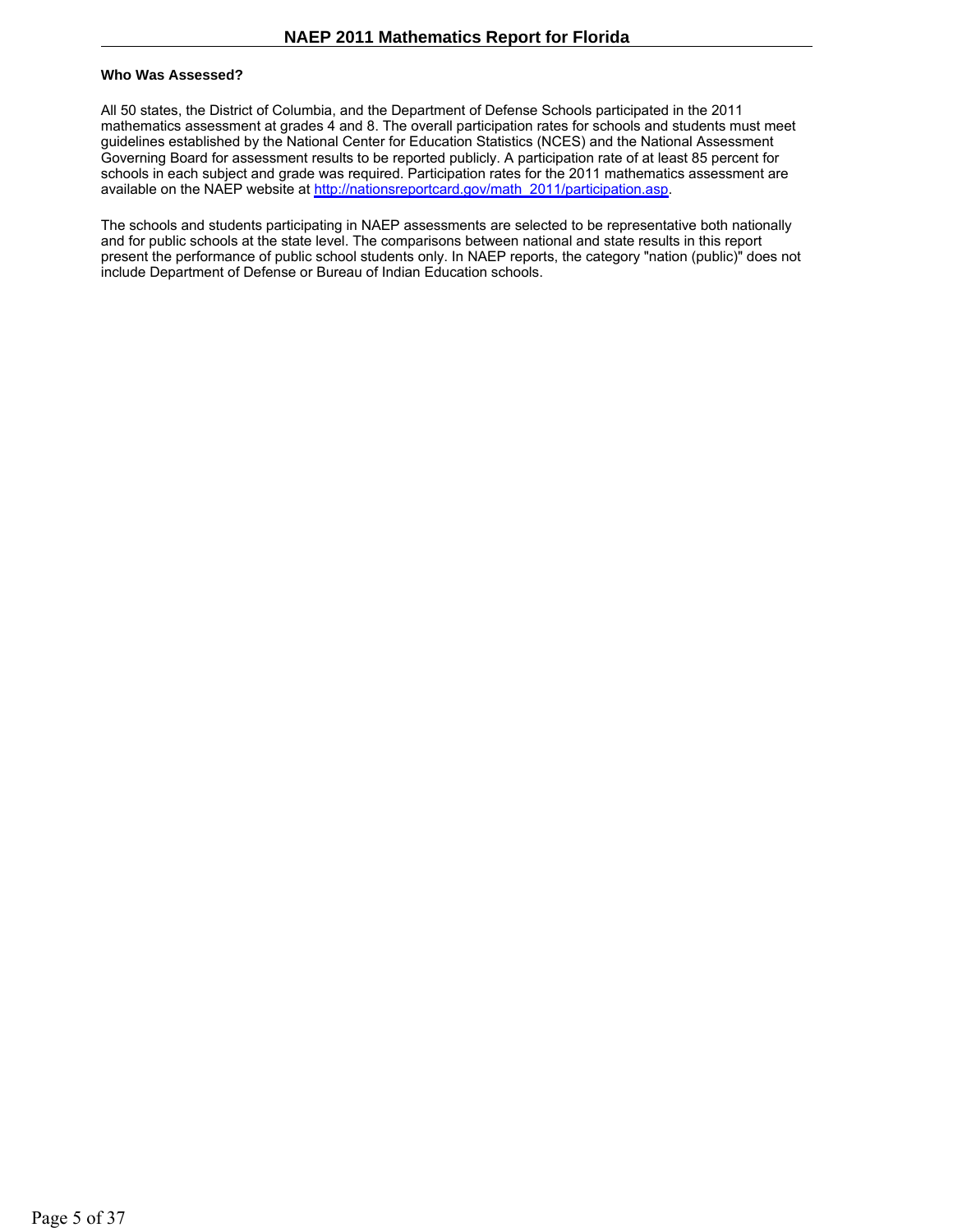### Who Was Assessed?

All 50 states, the District of Columbia, and the Department of Defense Schools participated in the 2011 mathematics assessment at grades 4 and 8. The overall participation rates for schools and students must meet guidelines established by the National Center for Education Statistics (NCES) and the National Assessment Governing Board for assessment results to be reported publicly. A participation rate of at least 85 percent for schools in each subject and grade was required. Participation rates for the 2011 mathematics assessment are available on the NAEP website at [http://nationsreportcard.gov/math_2011/participation.asp](http://nationsreportcard.gov/math_2011/participation.asp).

The schools and students participating in NAEP assessments are selected to be representative both nationally and for public schools at the state level. The comparisons between national and state results in this report present the performance of public school students only. In NAEP reports, the category "nation (public)" does not include Department of Defense or Bureau of Indian Education schools.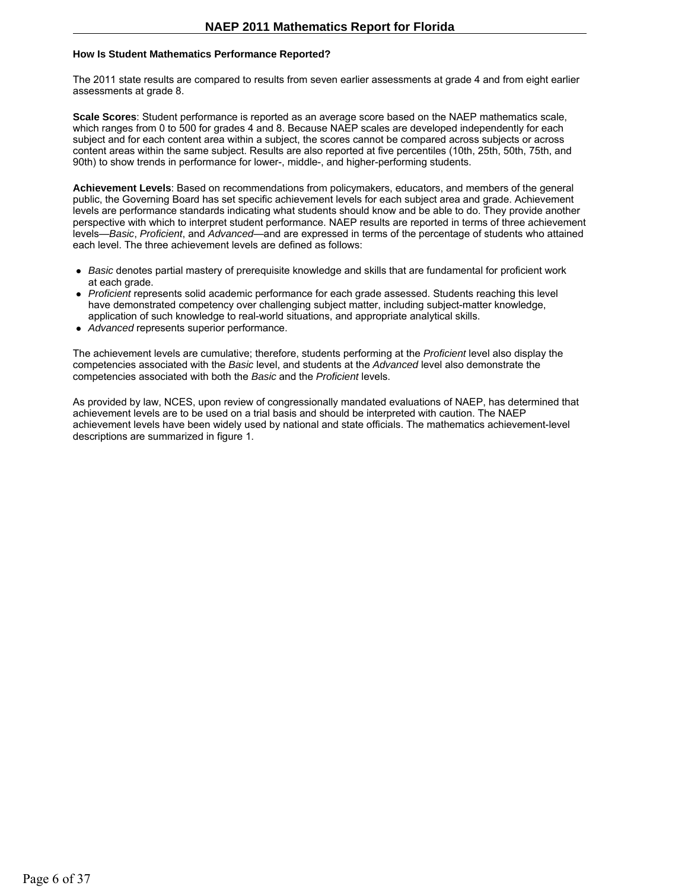### How Is Student Mathematics Performance Reported?

The 2011 state results are compared to results from seven earlier assessments at grade 4 and from eight earlier assessments at grade 8.

**Scale Scores**: Student performance is reported as an average score based on the NAEP mathematics scale, which ranges from 0 to 500 for grades 4 and 8. Because NAEP scales are developed independently for each subject and for each content area within a subject, the scores cannot be compared across subjects or across content areas within the same subject. Results are also reported at five percentiles (10th, 25th, 50th, 75th, and 90th) to show trends in performance for lower-, middle-, and higher-performing students.

**Achievement Levels**: Based on recommendations from policymakers, educators, and members of the general public, the Governing Board has set specific achievement levels for each subject area and grade. Achievement levels are performance standards indicating what students should know and be able to do. They provide another perspective with which to interpret student performance. NAEP results are reported in terms of three achievement levels—*Basic*, *Proficient*, and *Advanced*—and are expressed in terms of the percentage of students who attained each level. The three achievement levels are defined as follows:

- *Basic* denotes partial mastery of prerequisite knowledge and skills that are fundamental for proficient work at each grade.
- *Proficient* represents solid academic performance for each grade assessed. Students reaching this level have demonstrated competency over challenging subject matter, including subject-matter knowledge, application of such knowledge to real-world situations, and appropriate analytical skills.
- *Advanced* represents superior performance.

The achievement levels are cumulative; therefore, students performing at the *Proficient* level also display the competencies associated with the *Basic* level, and students at the *Advanced* level also demonstrate the competencies associated with both the *Basic* and the *Proficient* levels.

As provided by law, NCES, upon review of congressionally mandated evaluations of NAEP, has determined that achievement levels are to be used on a trial basis and should be interpreted with caution. The NAEP achievement levels have been widely used by national and state officials. The mathematics achievement-level descriptions are summarized in figure 1.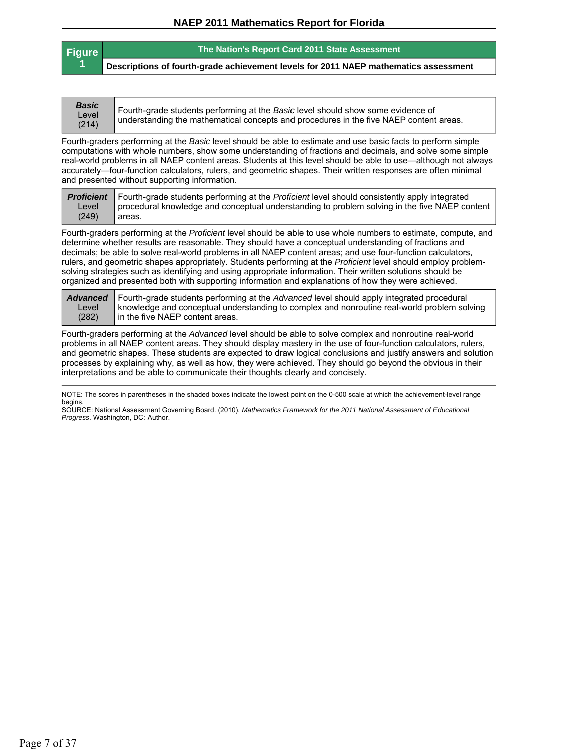**Figure 1**

**The Nation's Report Card 2011 State Assessment**

**Descriptions of fourth-grade achievement levels for 2011 NAEP mathematics assessment**

| | |
|---|---|
| ***Basic*** Level (214) | Fourth-grade students performing at the *Basic* level should show some evidence of understanding the mathematical concepts and procedures in the five NAEP content areas. |

Fourth-graders performing at the *Basic* level should be able to estimate and use basic facts to perform simple computations with whole numbers, show some understanding of fractions and decimals, and solve some simple real-world problems in all NAEP content areas. Students at this level should be able to use—although not always accurately—four-function calculators, rulers, and geometric shapes. Their written responses are often minimal and presented without supporting information.

| | |
|---|---|
| ***Proficient*** Level (249) | Fourth-grade students performing at the *Proficient* level should consistently apply integrated procedural knowledge and conceptual understanding to problem solving in the five NAEP content areas. |

Fourth-graders performing at the *Proficient* level should be able to use whole numbers to estimate, compute, and determine whether results are reasonable. They should have a conceptual understanding of fractions and decimals; be able to solve real-world problems in all NAEP content areas; and use four-function calculators, rulers, and geometric shapes appropriately. Students performing at the *Proficient* level should employ problem-solving strategies such as identifying and using appropriate information. Their written solutions should be organized and presented both with supporting information and explanations of how they were achieved.

| | |
|---|---|
| ***Advanced*** Level (282) | Fourth-grade students performing at the *Advanced* level should apply integrated procedural knowledge and conceptual understanding to complex and nonroutine real-world problem solving in the five NAEP content areas. |

Fourth-graders performing at the *Advanced* level should be able to solve complex and nonroutine real-world problems in all NAEP content areas. They should display mastery in the use of four-function calculators, rulers, and geometric shapes. These students are expected to draw logical conclusions and justify answers and solution processes by explaining why, as well as how, they were achieved. They should go beyond the obvious in their interpretations and be able to communicate their thoughts clearly and concisely.

NOTE: The scores in parentheses in the shaded boxes indicate the lowest point on the 0-500 scale at which the achievement-level range begins.
SOURCE: National Assessment Governing Board. (2010). *Mathematics Framework for the 2011 National Assessment of Educational Progress*. Washington, DC: Author.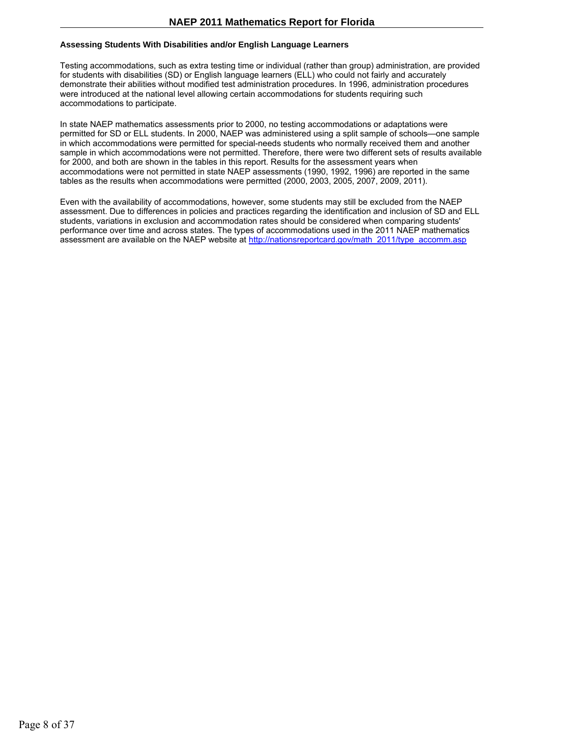### Assessing Students With Disabilities and/or English Language Learners

Testing accommodations, such as extra testing time or individual (rather than group) administration, are provided for students with disabilities (SD) or English language learners (ELL) who could not fairly and accurately demonstrate their abilities without modified test administration procedures. In 1996, administration procedures were introduced at the national level allowing certain accommodations for students requiring such accommodations to participate.

In state NAEP mathematics assessments prior to 2000, no testing accommodations or adaptations were permitted for SD or ELL students. In 2000, NAEP was administered using a split sample of schools—one sample in which accommodations were permitted for special-needs students who normally received them and another sample in which accommodations were not permitted. Therefore, there were two different sets of results available for 2000, and both are shown in the tables in this report. Results for the assessment years when accommodations were not permitted in state NAEP assessments (1990, 1992, 1996) are reported in the same tables as the results when accommodations were permitted (2000, 2003, 2005, 2007, 2009, 2011).

Even with the availability of accommodations, however, some students may still be excluded from the NAEP assessment. Due to differences in policies and practices regarding the identification and inclusion of SD and ELL students, variations in exclusion and accommodation rates should be considered when comparing students' performance over time and across states. The types of accommodations used in the 2011 NAEP mathematics assessment are available on the NAEP website at [http://nationsreportcard.gov/math_2011/type_accomm.asp](http://nationsreportcard.gov/math_2011/type_accomm.asp)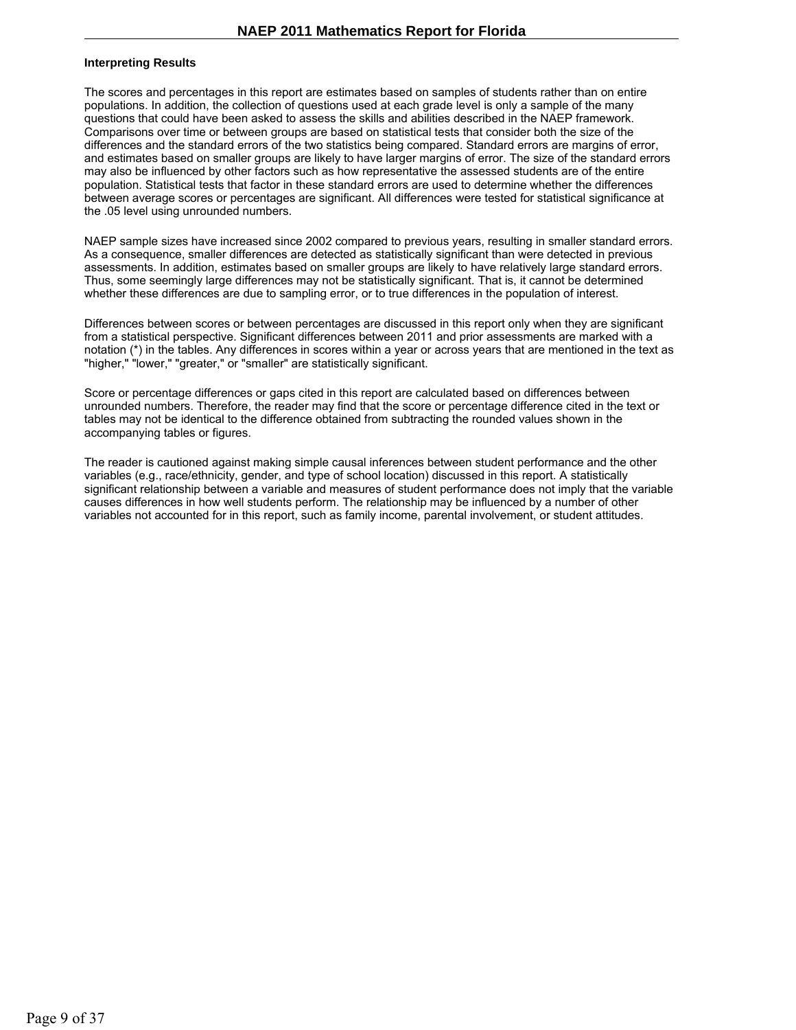**Interpreting Results**

The scores and percentages in this report are estimates based on samples of students rather than on entire populations. In addition, the collection of questions used at each grade level is only a sample of the many questions that could have been asked to assess the skills and abilities described in the NAEP framework. Comparisons over time or between groups are based on statistical tests that consider both the size of the differences and the standard errors of the two statistics being compared. Standard errors are margins of error, and estimates based on smaller groups are likely to have larger margins of error. The size of the standard errors may also be influenced by other factors such as how representative the assessed students are of the entire population. Statistical tests that factor in these standard errors are used to determine whether the differences between average scores or percentages are significant. All differences were tested for statistical significance at the .05 level using unrounded numbers.

NAEP sample sizes have increased since 2002 compared to previous years, resulting in smaller standard errors. As a consequence, smaller differences are detected as statistically significant than were detected in previous assessments. In addition, estimates based on smaller groups are likely to have relatively large standard errors. Thus, some seemingly large differences may not be statistically significant. That is, it cannot be determined whether these differences are due to sampling error, or to true differences in the population of interest.

Differences between scores or between percentages are discussed in this report only when they are significant from a statistical perspective. Significant differences between 2011 and prior assessments are marked with a notation (*) in the tables. Any differences in scores within a year or across years that are mentioned in the text as "higher," "lower," "greater," or "smaller" are statistically significant.

Score or percentage differences or gaps cited in this report are calculated based on differences between unrounded numbers. Therefore, the reader may find that the score or percentage difference cited in the text or tables may not be identical to the difference obtained from subtracting the rounded values shown in the accompanying tables or figures.

The reader is cautioned against making simple causal inferences between student performance and the other variables (e.g., race/ethnicity, gender, and type of school location) discussed in this report. A statistically significant relationship between a variable and measures of student performance does not imply that the variable causes differences in how well students perform. The relationship may be influenced by a number of other variables not accounted for in this report, such as family income, parental involvement, or student attitudes.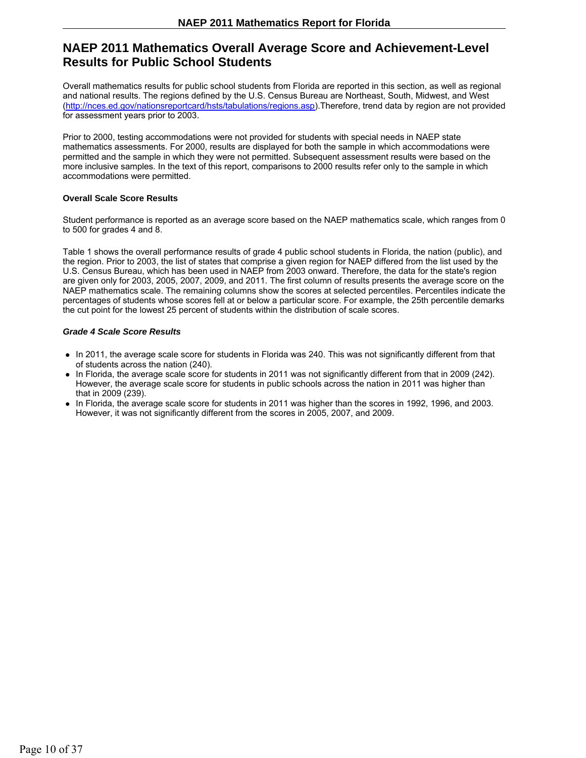## NAEP 2011 Mathematics Overall Average Score and Achievement-Level Results for Public School Students

Overall mathematics results for public school students from Florida are reported in this section, as well as regional and national results. The regions defined by the U.S. Census Bureau are Northeast, South, Midwest, and West (http://nces.ed.gov/nationsreportcard/hsts/tabulations/regions.asp).Therefore, trend data by region are not provided for assessment years prior to 2003.

Prior to 2000, testing accommodations were not provided for students with special needs in NAEP state mathematics assessments. For 2000, results are displayed for both the sample in which accommodations were permitted and the sample in which they were not permitted. Subsequent assessment results were based on the more inclusive samples. In the text of this report, comparisons to 2000 results refer only to the sample in which accommodations were permitted.

**Overall Scale Score Results**

Student performance is reported as an average score based on the NAEP mathematics scale, which ranges from 0 to 500 for grades 4 and 8.

Table 1 shows the overall performance results of grade 4 public school students in Florida, the nation (public), and the region. Prior to 2003, the list of states that comprise a given region for NAEP differed from the list used by the U.S. Census Bureau, which has been used in NAEP from 2003 onward. Therefore, the data for the state's region are given only for 2003, 2005, 2007, 2009, and 2011. The first column of results presents the average score on the NAEP mathematics scale. The remaining columns show the scores at selected percentiles. Percentiles indicate the percentages of students whose scores fell at or below a particular score. For example, the 25th percentile demarks the cut point for the lowest 25 percent of students within the distribution of scale scores.

***Grade 4 Scale Score Results***

- In 2011, the average scale score for students in Florida was 240. This was not significantly different from that of students across the nation (240).
- In Florida, the average scale score for students in 2011 was not significantly different from that in 2009 (242). However, the average scale score for students in public schools across the nation in 2011 was higher than that in 2009 (239).
- In Florida, the average scale score for students in 2011 was higher than the scores in 1992, 1996, and 2003. However, it was not significantly different from the scores in 2005, 2007, and 2009.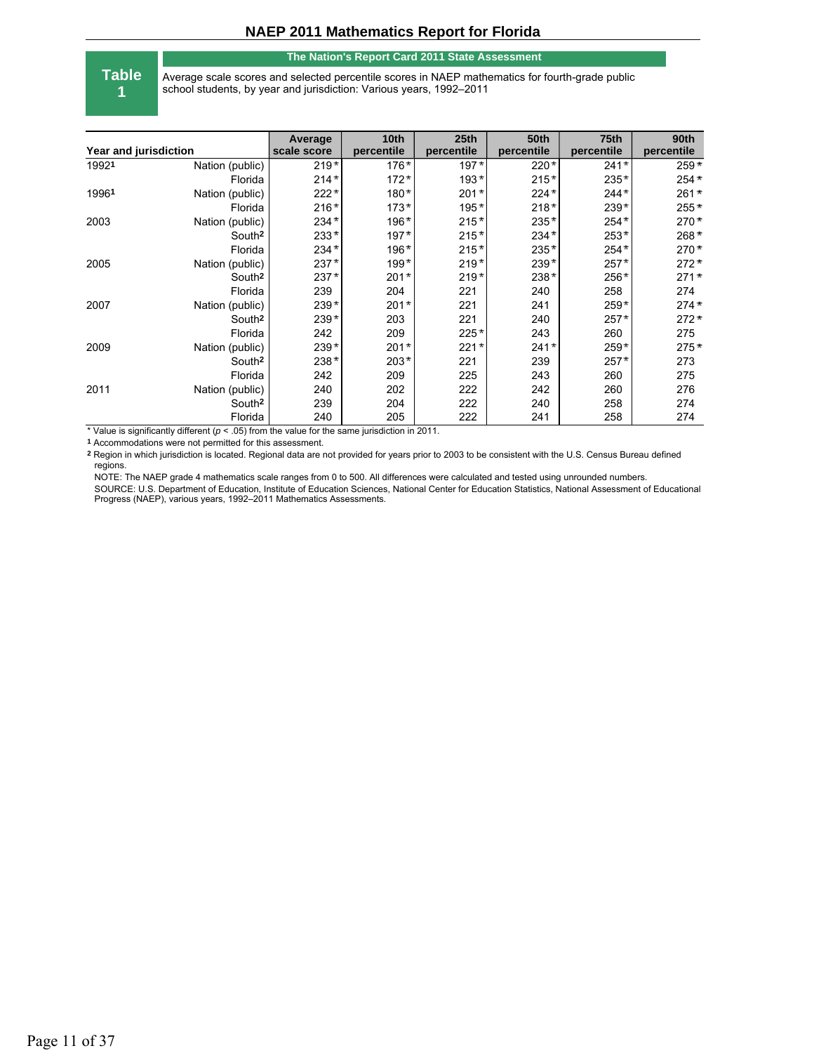# NAEP 2011 Mathematics Report for Florida

**Table 1**

**The Nation's Report Card 2011 State Assessment**

Average scale scores and selected percentile scores in NAEP mathematics for fourth-grade public school students, by year and jurisdiction: Various years, 1992–2011

| Year and jurisdiction | | Average scale score | 10th percentile | 25th percentile | 50th percentile | 75th percentile | 90th percentile |
|---|---|---|---|---|---|---|---|
| 1992[1] | Nation (public) | 219* | 176* | 197* | 220* | 241* | 259* |
| | Florida | 214* | 172* | 193* | 215* | 235* | 254* |
| 1996[1] | Nation (public) | 222* | 180* | 201* | 224* | 244* | 261* |
| | Florida | 216* | 173* | 195* | 218* | 239* | 255* |
| 2003 | Nation (public) | 234* | 196* | 215* | 235* | 254* | 270* |
| | South[2] | 233* | 197* | 215* | 234* | 253* | 268* |
| | Florida | 234* | 196* | 215* | 235* | 254* | 270* |
| 2005 | Nation (public) | 237* | 199* | 219* | 239* | 257* | 272* |
| | South[2] | 237* | 201* | 219* | 238* | 256* | 271* |
| | Florida | 239 | 204 | 221 | 240 | 258 | 274 |
| 2007 | Nation (public) | 239* | 201* | 221 | 241 | 259* | 274* |
| | South[2] | 239* | 203 | 221 | 240 | 257* | 272* |
| | Florida | 242 | 209 | 225* | 243 | 260 | 275 |
| 2009 | Nation (public) | 239* | 201* | 221* | 241* | 259* | 275* |
| | South[2] | 238* | 203* | 221 | 239 | 257* | 273 |
| | Florida | 242 | 209 | 225 | 243 | 260 | 275 |
| 2011 | Nation (public) | 240 | 202 | 222 | 242 | 260 | 276 |
| | South[2] | 239 | 204 | 222 | 240 | 258 | 274 |
| | Florida | 240 | 205 | 222 | 241 | 258 | 274 |

\* Value is significantly different ($p < .05$) from the value for the same jurisdiction in 2011.

[1] Accommodations were not permitted for this assessment.

[2] Region in which jurisdiction is located. Regional data are not provided for years prior to 2003 to be consistent with the U.S. Census Bureau defined regions.

NOTE: The NAEP grade 4 mathematics scale ranges from 0 to 500. All differences were calculated and tested using unrounded numbers.

SOURCE: U.S. Department of Education, Institute of Education Sciences, National Center for Education Statistics, National Assessment of Educational Progress (NAEP), various years, 1992–2011 Mathematics Assessments.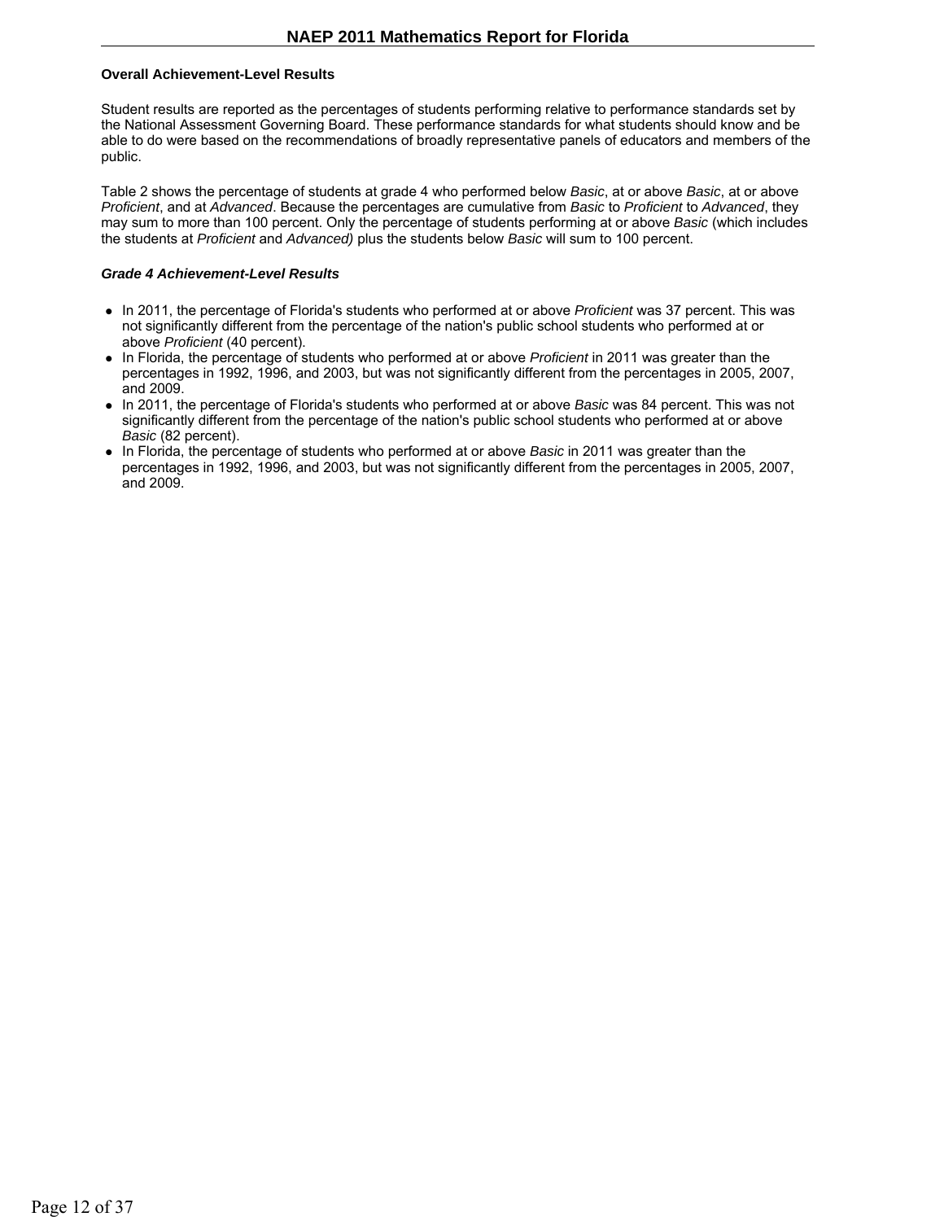**Overall Achievement-Level Results**

Student results are reported as the percentages of students performing relative to performance standards set by the National Assessment Governing Board. These performance standards for what students should know and be able to do were based on the recommendations of broadly representative panels of educators and members of the public.

Table 2 shows the percentage of students at grade 4 who performed below *Basic*, at or above *Basic*, at or above *Proficient*, and at *Advanced*. Because the percentages are cumulative from *Basic* to *Proficient* to *Advanced*, they may sum to more than 100 percent. Only the percentage of students performing at or above *Basic* (which includes the students at *Proficient* and *Advanced)* plus the students below *Basic* will sum to 100 percent.

***Grade 4 Achievement-Level Results***

- In 2011, the percentage of Florida's students who performed at or above *Proficient* was 37 percent. This was not significantly different from the percentage of the nation's public school students who performed at or above *Proficient* (40 percent).
- In Florida, the percentage of students who performed at or above *Proficient* in 2011 was greater than the percentages in 1992, 1996, and 2003, but was not significantly different from the percentages in 2005, 2007, and 2009.
- In 2011, the percentage of Florida's students who performed at or above *Basic* was 84 percent. This was not significantly different from the percentage of the nation's public school students who performed at or above *Basic* (82 percent).
- In Florida, the percentage of students who performed at or above *Basic* in 2011 was greater than the percentages in 1992, 1996, and 2003, but was not significantly different from the percentages in 2005, 2007, and 2009.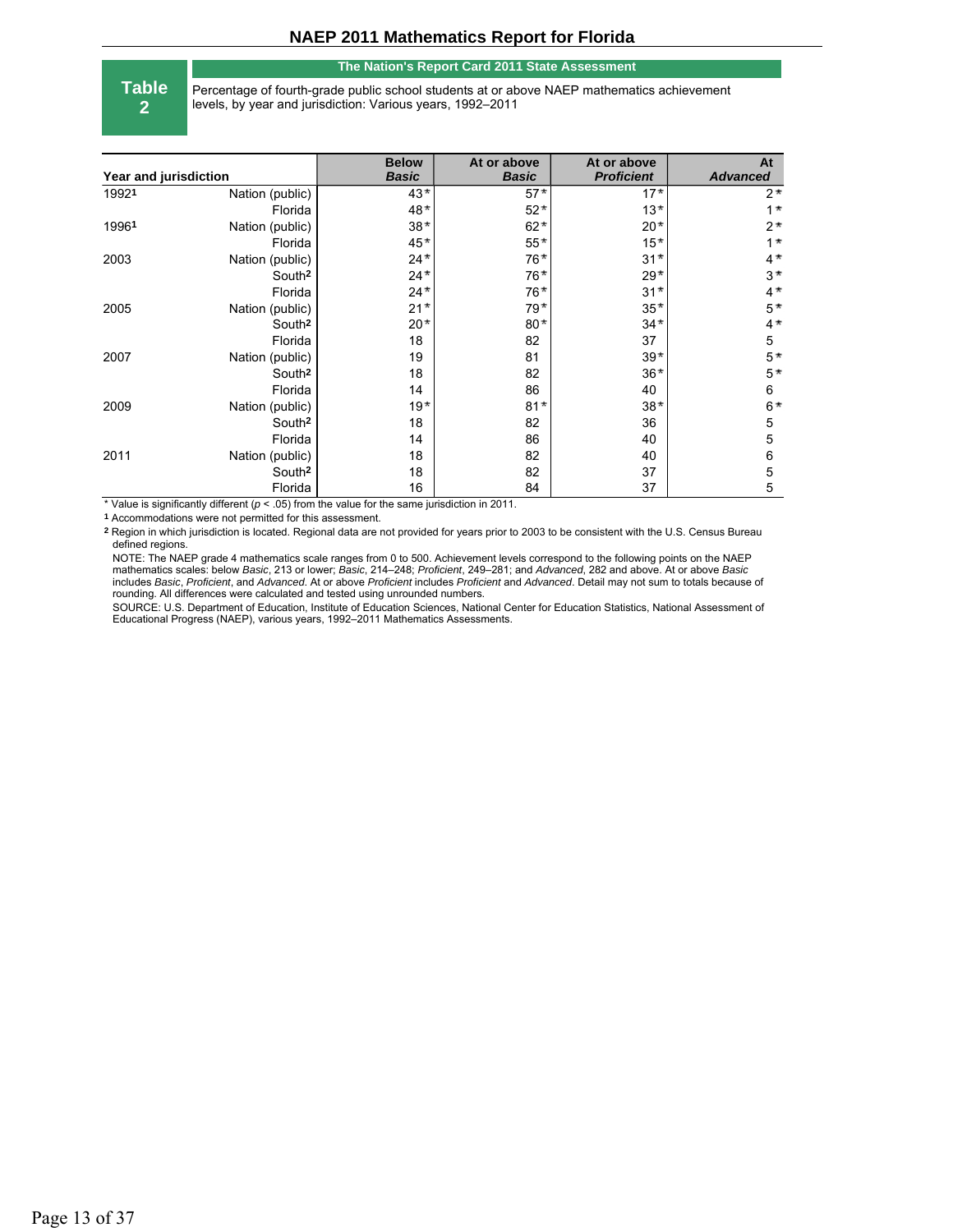# NAEP 2011 Mathematics Report for Florida

**Table 2**

**The Nation's Report Card 2011 State Assessment**

Percentage of fourth-grade public school students at or above NAEP mathematics achievement levels, by year and jurisdiction: Various years, 1992–2011

| Year | Jurisdiction | Below *Basic* | At or above *Basic* | At or above *Proficient* | At *Advanced* |
|---|---|---|---|---|---|
| 1992[1] | Nation (public) | 43* | 57* | 17* | 2* |
| | Florida | 48* | 52* | 13* | 1* |
| 1996[1] | Nation (public) | 38* | 62* | 20* | 2* |
| | Florida | 45* | 55* | 15* | 1* |
| 2003 | Nation (public) | 24* | 76* | 31* | 4* |
| | South[2] | 24* | 76* | 29* | 3* |
| | Florida | 24* | 76* | 31* | 4* |
| 2005 | Nation (public) | 21* | 79* | 35* | 5* |
| | South[2] | 20* | 80* | 34* | 4* |
| | Florida | 18 | 82 | 37 | 5 |
| 2007 | Nation (public) | 19 | 81 | 39* | 5* |
| | South[2] | 18 | 82 | 36* | 5* |
| | Florida | 14 | 86 | 40 | 6 |
| 2009 | Nation (public) | 19* | 81* | 38* | 6* |
| | South[2] | 18 | 82 | 36 | 5 |
| | Florida | 14 | 86 | 40 | 5 |
| 2011 | Nation (public) | 18 | 82 | 40 | 6 |
| | South[2] | 18 | 82 | 37 | 5 |
| | Florida | 16 | 84 | 37 | 5 |

\* Value is significantly different ($p < .05$) from the value for the same jurisdiction in 2011.

[1] Accommodations were not permitted for this assessment.

[2] Region in which jurisdiction is located. Regional data are not provided for years prior to 2003 to be consistent with the U.S. Census Bureau defined regions.

NOTE: The NAEP grade 4 mathematics scale ranges from 0 to 500. Achievement levels correspond to the following points on the NAEP mathematics scales: below *Basic*, 213 or lower; *Basic*, 214–248; *Proficient*, 249–281; and *Advanced*, 282 and above. At or above *Basic* includes *Basic*, *Proficient*, and *Advanced*. At or above *Proficient* includes *Proficient* and *Advanced*. Detail may not sum to totals because of rounding. All differences were calculated and tested using unrounded numbers.

SOURCE: U.S. Department of Education, Institute of Education Sciences, National Center for Education Statistics, National Assessment of Educational Progress (NAEP), various years, 1992–2011 Mathematics Assessments.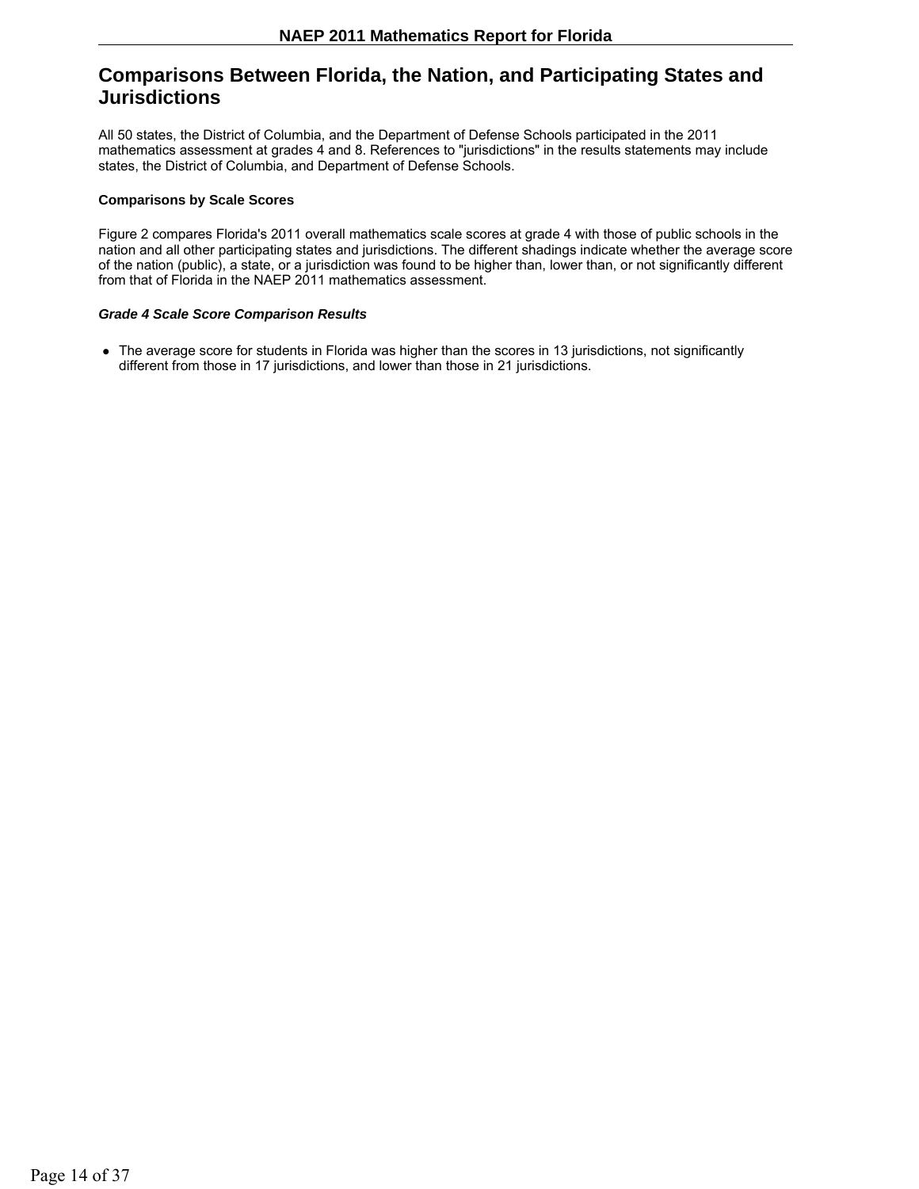## Comparisons Between Florida, the Nation, and Participating States and Jurisdictions

All 50 states, the District of Columbia, and the Department of Defense Schools participated in the 2011 mathematics assessment at grades 4 and 8. References to "jurisdictions" in the results statements may include states, the District of Columbia, and Department of Defense Schools.

**Comparisons by Scale Scores**

Figure 2 compares Florida's 2011 overall mathematics scale scores at grade 4 with those of public schools in the nation and all other participating states and jurisdictions. The different shadings indicate whether the average score of the nation (public), a state, or a jurisdiction was found to be higher than, lower than, or not significantly different from that of Florida in the NAEP 2011 mathematics assessment.

***Grade 4 Scale Score Comparison Results***

- The average score for students in Florida was higher than the scores in 13 jurisdictions, not significantly different from those in 17 jurisdictions, and lower than those in 21 jurisdictions.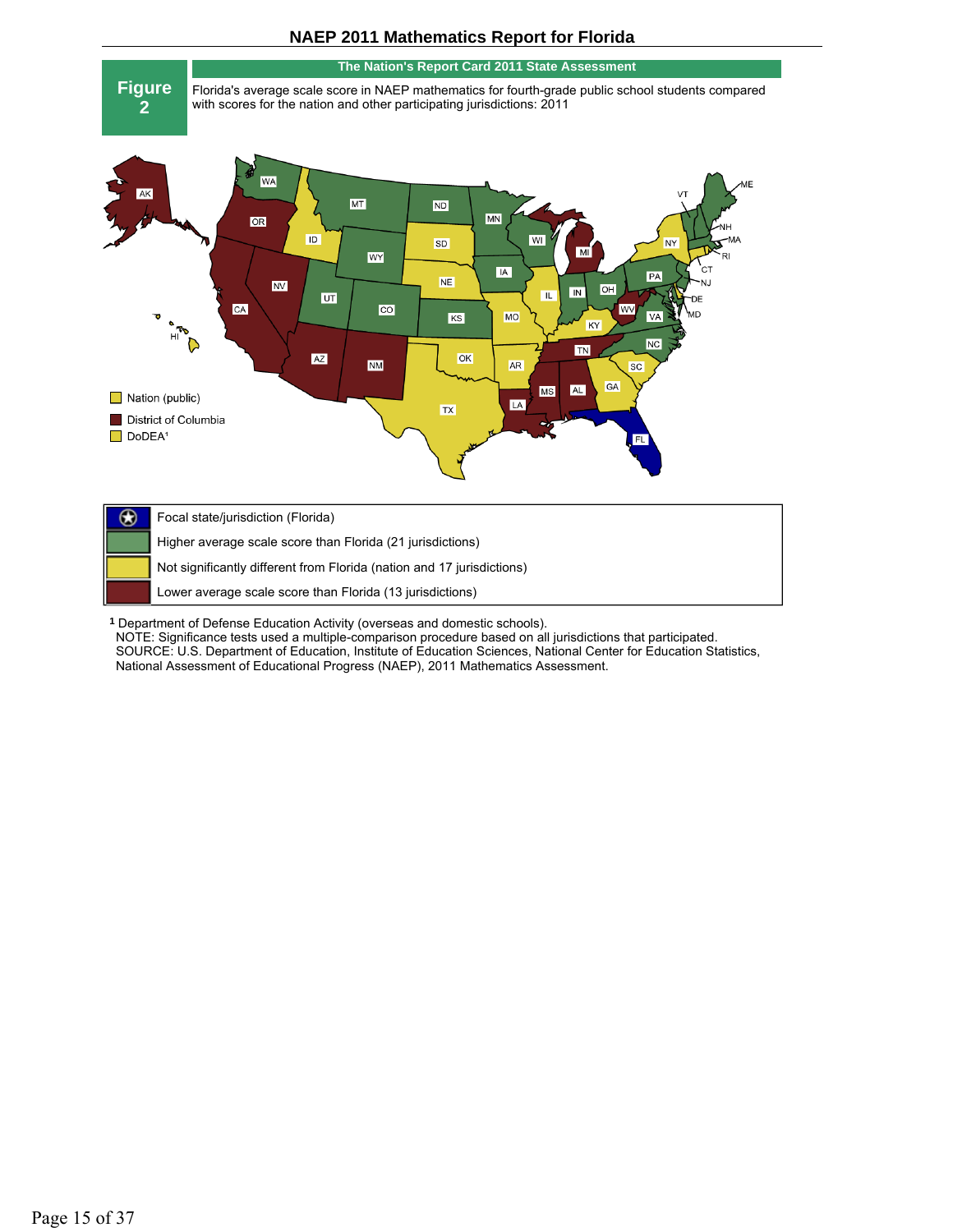## NAEP 2011 Mathematics Report for Florida

**Figure 2**

**The Nation's Report Card 2011 State Assessment**

Florida's average scale score in NAEP mathematics for fourth-grade public school students compared with scores for the nation and other participating jurisdictions: 2011

Nation (public)

District of Columbia

DoDEA[1]

| Legend |
|---|
| Focal state/jurisdiction (Florida) |
| Higher average scale score than Florida (21 jurisdictions) |
| Not significantly different from Florida (nation and 17 jurisdictions) |
| Lower average scale score than Florida (13 jurisdictions) |

[1] Department of Defense Education Activity (overseas and domestic schools).
NOTE: Significance tests used a multiple-comparison procedure based on all jurisdictions that participated.
SOURCE: U.S. Department of Education, Institute of Education Sciences, National Center for Education Statistics, National Assessment of Educational Progress (NAEP), 2011 Mathematics Assessment.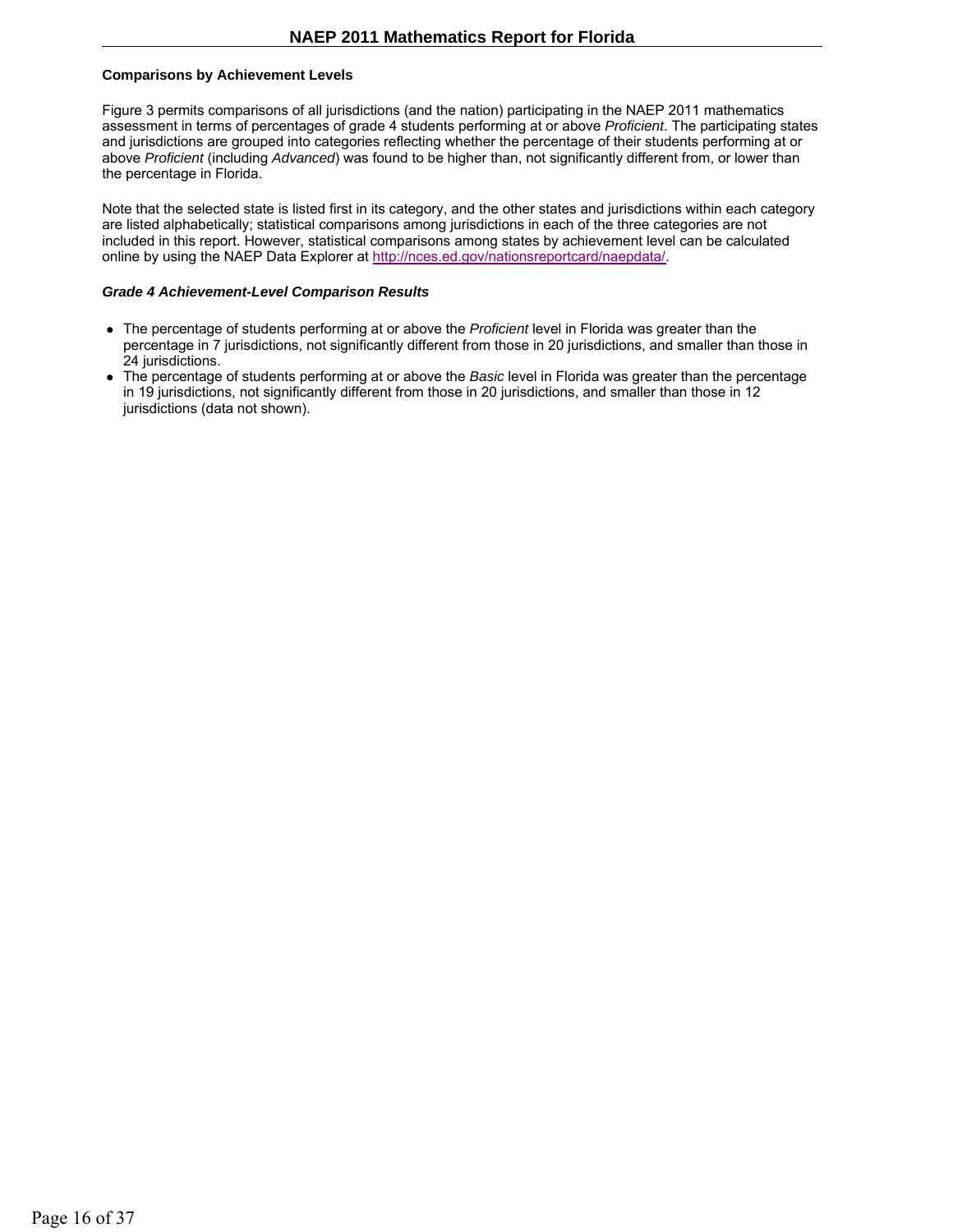### Comparisons by Achievement Levels

Figure 3 permits comparisons of all jurisdictions (and the nation) participating in the NAEP 2011 mathematics assessment in terms of percentages of grade 4 students performing at or above *Proficient*. The participating states and jurisdictions are grouped into categories reflecting whether the percentage of their students performing at or above *Proficient* (including *Advanced*) was found to be higher than, not significantly different from, or lower than the percentage in Florida.

Note that the selected state is listed first in its category, and the other states and jurisdictions within each category are listed alphabetically; statistical comparisons among jurisdictions in each of the three categories are not included in this report. However, statistical comparisons among states by achievement level can be calculated online by using the NAEP Data Explorer at http://nces.ed.gov/nationsreportcard/naepdata/.

#### *Grade 4 Achievement-Level Comparison Results*

- The percentage of students performing at or above the *Proficient* level in Florida was greater than the percentage in 7 jurisdictions, not significantly different from those in 20 jurisdictions, and smaller than those in 24 jurisdictions.
- The percentage of students performing at or above the *Basic* level in Florida was greater than the percentage in 19 jurisdictions, not significantly different from those in 20 jurisdictions, and smaller than those in 12 jurisdictions (data not shown).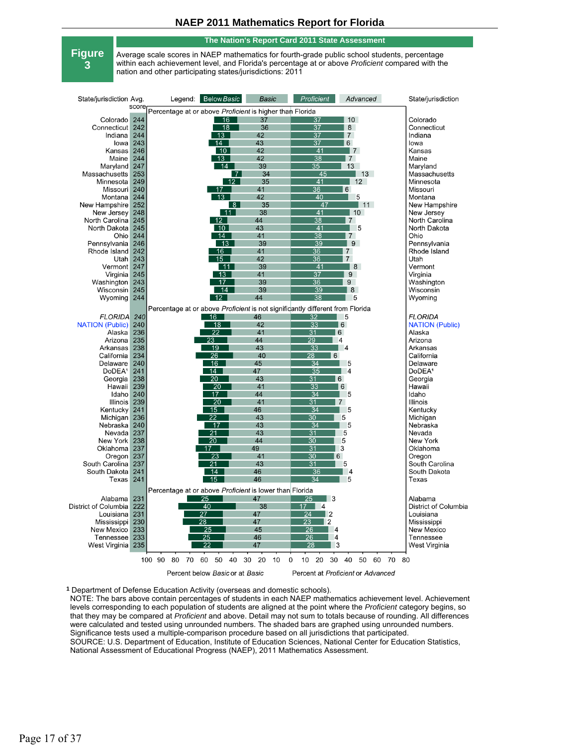# NAEP 2011 Mathematics Report for Florida

## Figure 3

**The Nation's Report Card 2011 State Assessment**

Average scale scores in NAEP mathematics for fourth-grade public school students, percentage within each achievement level, and Florida's percentage at or above *Proficient* compared with the nation and other participating states/jurisdictions: 2011

Legend: Below *Basic* | *Basic* | *Proficient* | *Advanced*

| State/jurisdiction | Avg. score | Below *Basic* | *Basic* | *Proficient* | *Advanced* |
|---|---|---|---|---|---|
| **Percentage at or above *Proficient* is higher than Florida** | | | | | |
| Colorado | 244 | 16 | 37 | 37 | 10 |
| Connecticut | 242 | 18 | 36 | 37 | 8 |
| Indiana | 244 | 13 | 42 | 37 | 7 |
| Iowa | 243 | 14 | 43 | 37 | 6 |
| Kansas | 246 | 10 | 42 | 41 | 7 |
| Maine | 244 | 13 | 42 | 38 | 7 |
| Maryland | 247 | 14 | 39 | 35 | 13 |
| Massachusetts | 253 | 7 | 34 | 45 | 13 |
| Minnesota | 249 | 12 | 35 | 41 | 12 |
| Missouri | 240 | 17 | 41 | 36 | 6 |
| Montana | 244 | 13 | 42 | 40 | 5 |
| New Hampshire | 252 | 8 | 35 | 47 | 11 |
| New Jersey | 248 | 11 | 38 | 41 | 10 |
| North Carolina | 245 | 12 | 44 | 38 | 7 |
| North Dakota | 245 | 10 | 43 | 41 | 5 |
| Ohio | 244 | 14 | 41 | 38 | 7 |
| Pennsylvania | 246 | 13 | 39 | 39 | 9 |
| Rhode Island | 242 | 16 | 41 | 36 | 7 |
| Utah | 243 | 15 | 42 | 36 | 7 |
| Vermont | 247 | 11 | 39 | 41 | 8 |
| Virginia | 245 | 13 | 41 | 37 | 9 |
| Washington | 243 | 17 | 39 | 36 | 9 |
| Wisconsin | 245 | 14 | 39 | 39 | 8 |
| Wyoming | 244 | 12 | 44 | 38 | 5 |
| **Percentage at or above *Proficient* is not significantly different from Florida** | | | | | |
| *FLORIDA* | *240* | 16 | 46 | 32 | 5 |
| NATION (Public) | 240 | 18 | 42 | 33 | 6 |
| Alaska | 236 | 22 | 41 | 31 | 6 |
| Arizona | 235 | 23 | 44 | 29 | 4 |
| Arkansas | 238 | 19 | 43 | 33 | 4 |
| California | 234 | 26 | 40 | 28 | 6 |
| Delaware | 240 | 16 | 45 | 34 | 5 |
| DoDEA[1] | 241 | 14 | 47 | 35 | 4 |
| Georgia | 238 | 20 | 43 | 31 | 6 |
| Hawaii | 239 | 20 | 41 | 33 | 6 |
| Idaho | 240 | 17 | 44 | 34 | 5 |
| Illinois | 239 | 20 | 41 | 31 | 7 |
| Kentucky | 241 | 15 | 46 | 34 | 5 |
| Michigan | 236 | 22 | 43 | 30 | 5 |
| Nebraska | 240 | 17 | 43 | 34 | 5 |
| Nevada | 237 | 21 | 43 | 31 | 5 |
| New York | 238 | 20 | 44 | 30 | 5 |
| Oklahoma | 237 | 17 | 49 | 31 | 3 |
| Oregon | 237 | 23 | 41 | 30 | 6 |
| South Carolina | 237 | 21 | 43 | 31 | 5 |
| South Dakota | 241 | 14 | 46 | 36 | 4 |
| Texas | 241 | 15 | 46 | 34 | 5 |
| **Percentage at or above *Proficient* is lower than Florida** | | | | | |
| Alabama | 231 | 25 | 47 | 25 | 3 |
| District of Columbia | 222 | 40 | 38 | 17 | 4 |
| Louisiana | 231 | 27 | 47 | 24 | 2 |
| Mississippi | 230 | 28 | 47 | 23 | 2 |
| New Mexico | 233 | 25 | 45 | 26 | 4 |
| Tennessee | 233 | 25 | 46 | 26 | 4 |
| West Virginia | 235 | 22 | 47 | 28 | 3 |

Percent below *Basic* or at *Basic* | Percent at *Proficient* or *Advanced*

[1] Department of Defense Education Activity (overseas and domestic schools).

NOTE: The bars above contain percentages of students in each NAEP mathematics achievement level. Achievement levels corresponding to each population of students are aligned at the point where the *Proficient* category begins, so that they may be compared at *Proficient* and above. Detail may not sum to totals because of rounding. All differences were calculated and tested using unrounded numbers. The shaded bars are graphed using unrounded numbers. Significance tests used a multiple-comparison procedure based on all jurisdictions that participated.

SOURCE: U.S. Department of Education, Institute of Education Sciences, National Center for Education Statistics, National Assessment of Educational Progress (NAEP), 2011 Mathematics Assessment.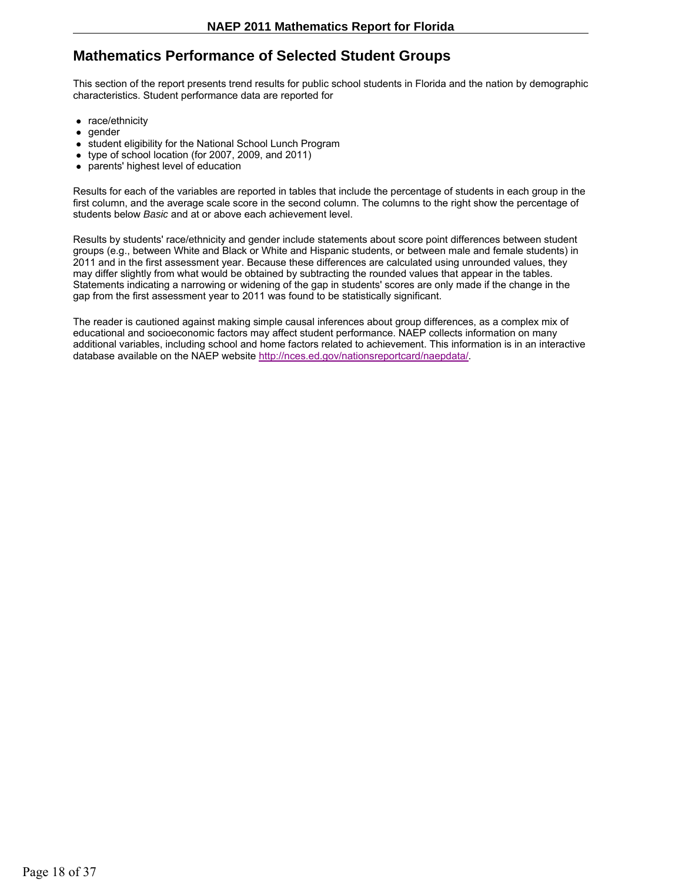## Mathematics Performance of Selected Student Groups

This section of the report presents trend results for public school students in Florida and the nation by demographic characteristics. Student performance data are reported for

- race/ethnicity
- gender
- student eligibility for the National School Lunch Program
- type of school location (for 2007, 2009, and 2011)
- parents' highest level of education

Results for each of the variables are reported in tables that include the percentage of students in each group in the first column, and the average scale score in the second column. The columns to the right show the percentage of students below *Basic* and at or above each achievement level.

Results by students' race/ethnicity and gender include statements about score point differences between student groups (e.g., between White and Black or White and Hispanic students, or between male and female students) in 2011 and in the first assessment year. Because these differences are calculated using unrounded values, they may differ slightly from what would be obtained by subtracting the rounded values that appear in the tables. Statements indicating a narrowing or widening of the gap in students' scores are only made if the change in the gap from the first assessment year to 2011 was found to be statistically significant.

The reader is cautioned against making simple causal inferences about group differences, as a complex mix of educational and socioeconomic factors may affect student performance. NAEP collects information on many additional variables, including school and home factors related to achievement. This information is in an interactive database available on the NAEP website http://nces.ed.gov/nationsreportcard/naepdata/.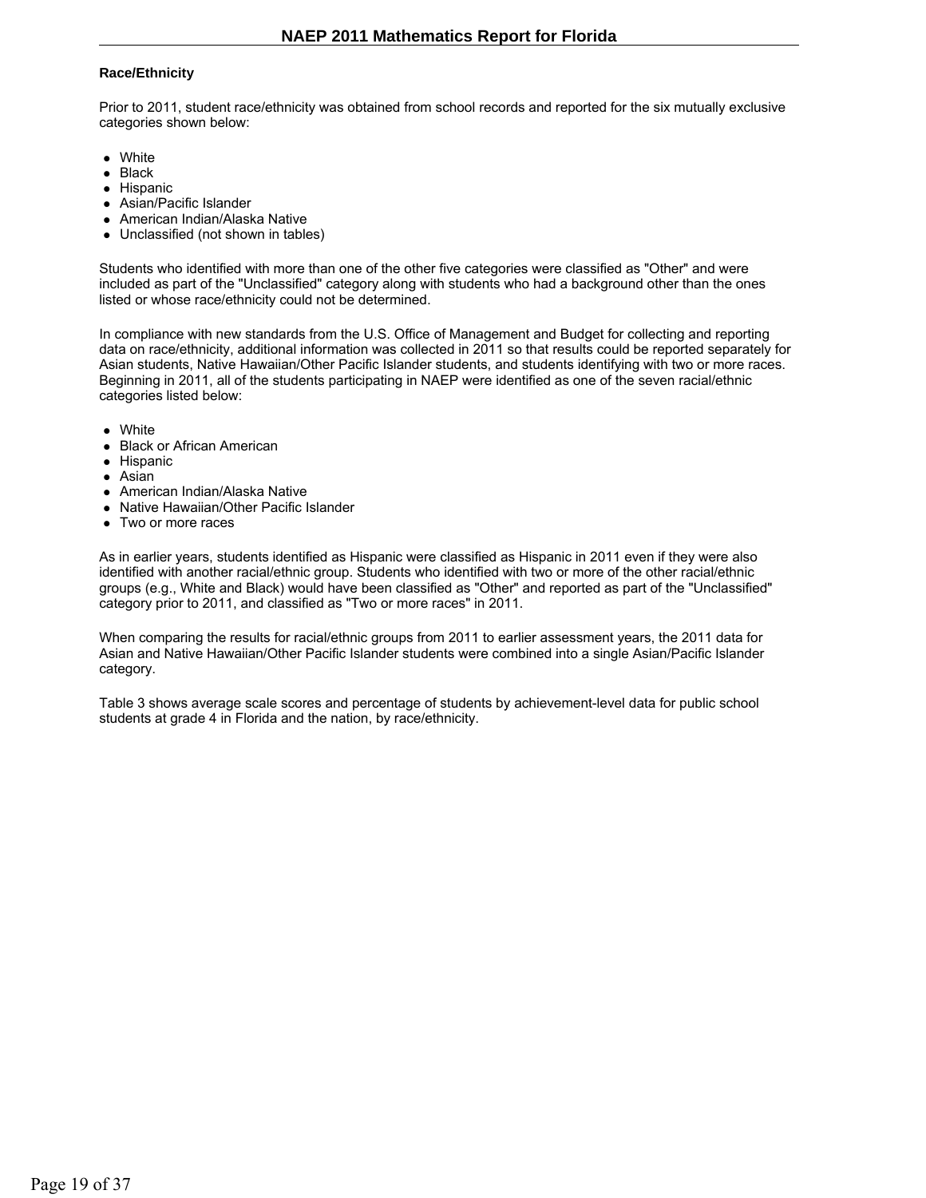### Race/Ethnicity

Prior to 2011, student race/ethnicity was obtained from school records and reported for the six mutually exclusive categories shown below:

- White
- Black
- Hispanic
- Asian/Pacific Islander
- American Indian/Alaska Native
- Unclassified (not shown in tables)

Students who identified with more than one of the other five categories were classified as "Other" and were included as part of the "Unclassified" category along with students who had a background other than the ones listed or whose race/ethnicity could not be determined.

In compliance with new standards from the U.S. Office of Management and Budget for collecting and reporting data on race/ethnicity, additional information was collected in 2011 so that results could be reported separately for Asian students, Native Hawaiian/Other Pacific Islander students, and students identifying with two or more races. Beginning in 2011, all of the students participating in NAEP were identified as one of the seven racial/ethnic categories listed below:

- White
- Black or African American
- Hispanic
- Asian
- American Indian/Alaska Native
- Native Hawaiian/Other Pacific Islander
- Two or more races

As in earlier years, students identified as Hispanic were classified as Hispanic in 2011 even if they were also identified with another racial/ethnic group. Students who identified with two or more of the other racial/ethnic groups (e.g., White and Black) would have been classified as "Other" and reported as part of the "Unclassified" category prior to 2011, and classified as "Two or more races" in 2011.

When comparing the results for racial/ethnic groups from 2011 to earlier assessment years, the 2011 data for Asian and Native Hawaiian/Other Pacific Islander students were combined into a single Asian/Pacific Islander category.

Table 3 shows average scale scores and percentage of students by achievement-level data for public school students at grade 4 in Florida and the nation, by race/ethnicity.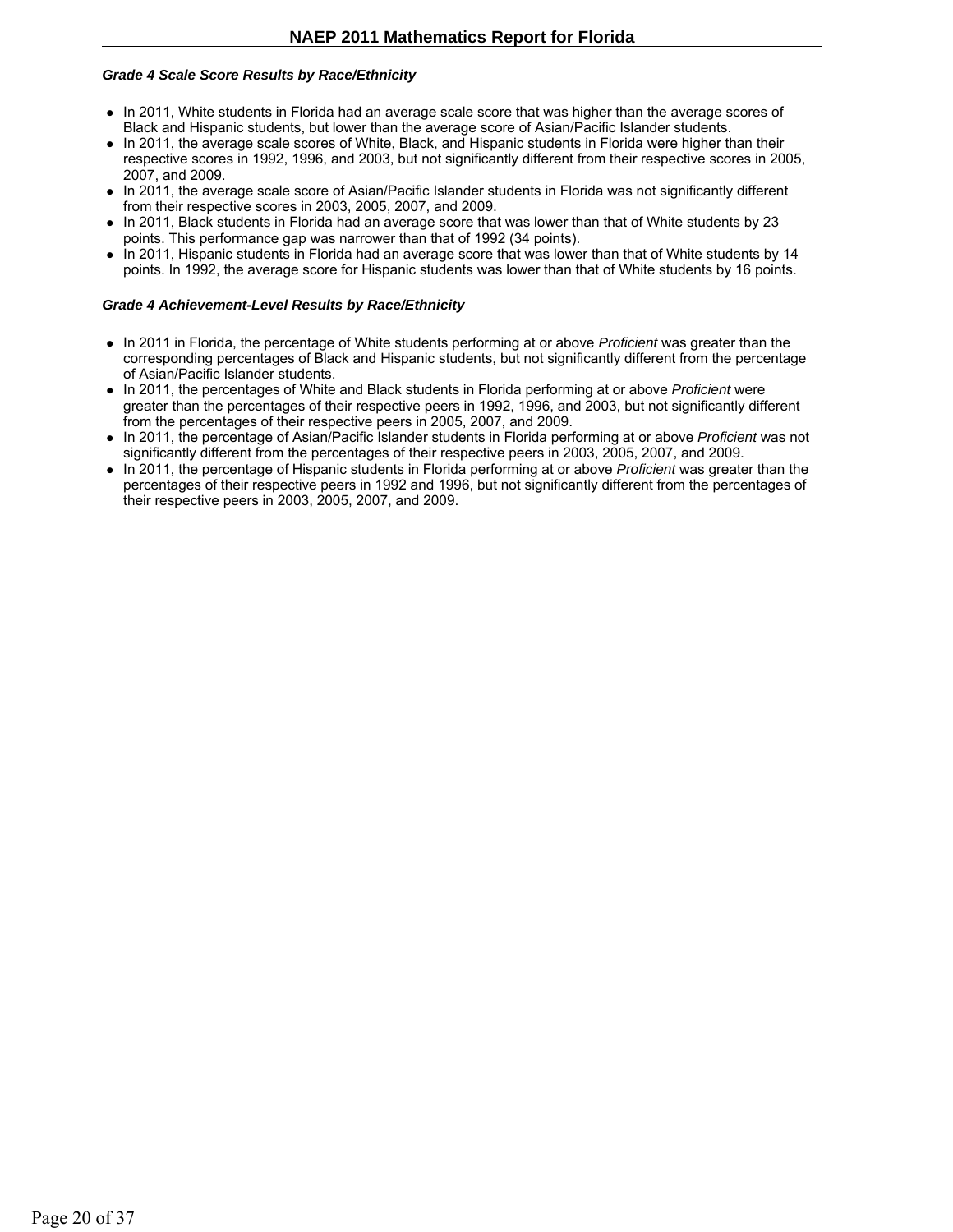### *Grade 4 Scale Score Results by Race/Ethnicity*

- In 2011, White students in Florida had an average scale score that was higher than the average scores of Black and Hispanic students, but lower than the average score of Asian/Pacific Islander students.
- In 2011, the average scale scores of White, Black, and Hispanic students in Florida were higher than their respective scores in 1992, 1996, and 2003, but not significantly different from their respective scores in 2005, 2007, and 2009.
- In 2011, the average scale score of Asian/Pacific Islander students in Florida was not significantly different from their respective scores in 2003, 2005, 2007, and 2009.
- In 2011, Black students in Florida had an average score that was lower than that of White students by 23 points. This performance gap was narrower than that of 1992 (34 points).
- In 2011, Hispanic students in Florida had an average score that was lower than that of White students by 14 points. In 1992, the average score for Hispanic students was lower than that of White students by 16 points.

### *Grade 4 Achievement-Level Results by Race/Ethnicity*

- In 2011 in Florida, the percentage of White students performing at or above *Proficient* was greater than the corresponding percentages of Black and Hispanic students, but not significantly different from the percentage of Asian/Pacific Islander students.
- In 2011, the percentages of White and Black students in Florida performing at or above *Proficient* were greater than the percentages of their respective peers in 1992, 1996, and 2003, but not significantly different from the percentages of their respective peers in 2005, 2007, and 2009.
- In 2011, the percentage of Asian/Pacific Islander students in Florida performing at or above *Proficient* was not significantly different from the percentages of their respective peers in 2003, 2005, 2007, and 2009.
- In 2011, the percentage of Hispanic students in Florida performing at or above *Proficient* was greater than the percentages of their respective peers in 1992 and 1996, but not significantly different from the percentages of their respective peers in 2003, 2005, 2007, and 2009.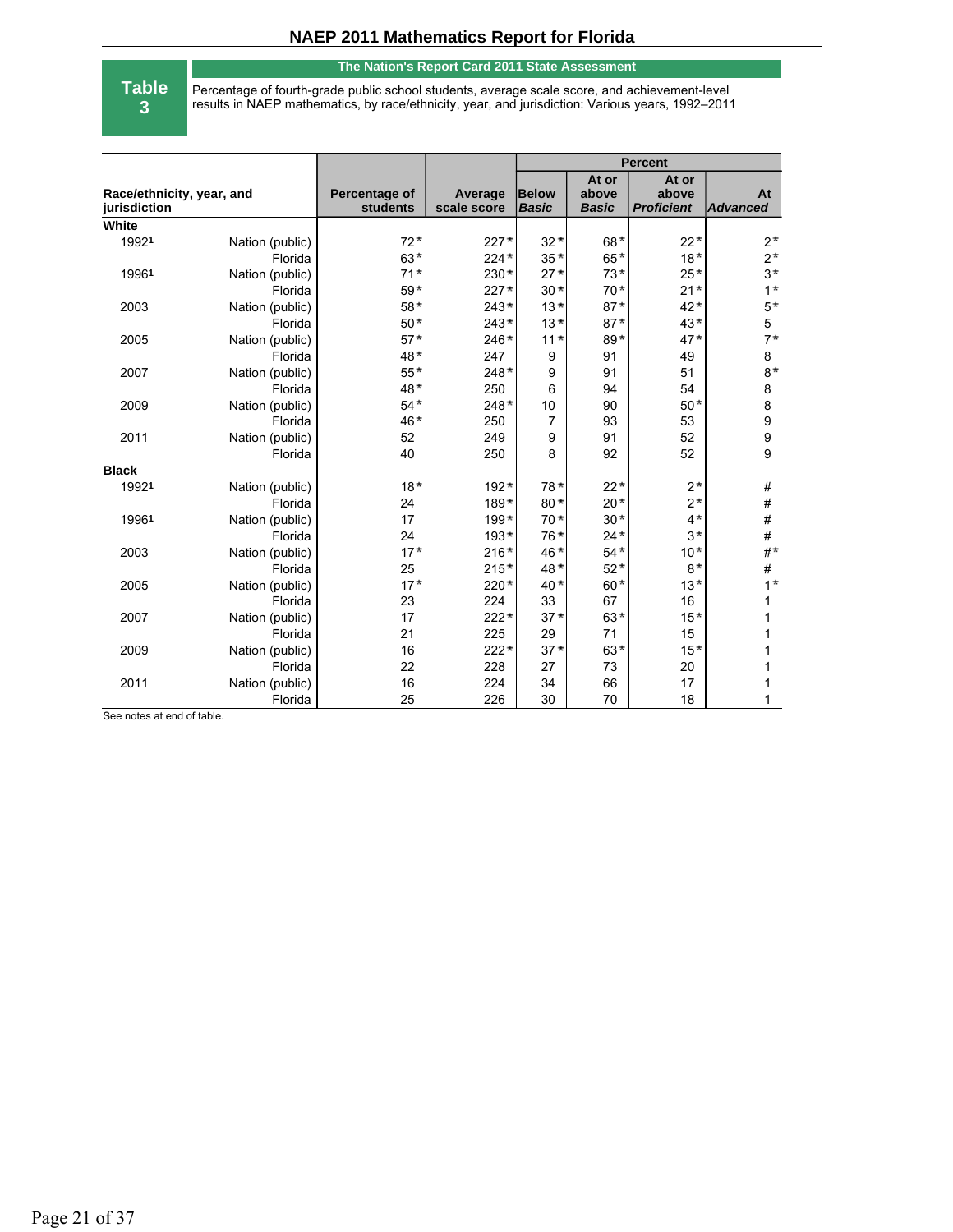# NAEP 2011 Mathematics Report for Florida

**Table 3**

**The Nation's Report Card 2011 State Assessment**

Percentage of fourth-grade public school students, average scale score, and achievement-level results in NAEP mathematics, by race/ethnicity, year, and jurisdiction: Various years, 1992–2011

| Race/ethnicity, year, and jurisdiction | | Percentage of students | Average scale score | Percent | | | |
|---|---|---|---|---|---|---|---|
| | | | | Below *Basic* | At or above *Basic* | At or above *Proficient* | At *Advanced* |
| **White** | | | | | | | |
| 1992[1] | Nation (public) | 72* | 227* | 32* | 68* | 22* | 2* |
| | Florida | 63* | 224* | 35* | 65* | 18* | 2* |
| 1996[1] | Nation (public) | 71* | 230* | 27* | 73* | 25* | 3* |
| | Florida | 59* | 227* | 30* | 70* | 21* | 1* |
| 2003 | Nation (public) | 58* | 243* | 13* | 87* | 42* | 5* |
| | Florida | 50* | 243* | 13* | 87* | 43* | 5 |
| 2005 | Nation (public) | 57* | 246* | 11* | 89* | 47* | 7* |
| | Florida | 48* | 247 | 9 | 91 | 49 | 8 |
| 2007 | Nation (public) | 55* | 248* | 9 | 91 | 51 | 8* |
| | Florida | 48* | 250 | 6 | 94 | 54 | 8 |
| 2009 | Nation (public) | 54* | 248* | 10 | 90 | 50* | 8 |
| | Florida | 46* | 250 | 7 | 93 | 53 | 9 |
| 2011 | Nation (public) | 52 | 249 | 9 | 91 | 52 | 9 |
| | Florida | 40 | 250 | 8 | 92 | 52 | 9 |
| **Black** | | | | | | | |
| 1992[1] | Nation (public) | 18* | 192* | 78* | 22* | 2* | # |
| | Florida | 24 | 189* | 80* | 20* | 2* | # |
| 1996[1] | Nation (public) | 17 | 199* | 70* | 30* | 4* | # |
| | Florida | 24 | 193* | 76* | 24* | 3* | # |
| 2003 | Nation (public) | 17* | 216* | 46* | 54* | 10* | #* |
| | Florida | 25 | 215* | 48* | 52* | 8* | # |
| 2005 | Nation (public) | 17* | 220* | 40* | 60* | 13* | 1* |
| | Florida | 23 | 224 | 33 | 67 | 16 | 1 |
| 2007 | Nation (public) | 17 | 222* | 37* | 63* | 15* | 1 |
| | Florida | 21 | 225 | 29 | 71 | 15 | 1 |
| 2009 | Nation (public) | 16 | 222* | 37* | 63* | 15* | 1 |
| | Florida | 22 | 228 | 27 | 73 | 20 | 1 |
| 2011 | Nation (public) | 16 | 224 | 34 | 66 | 17 | 1 |
| | Florida | 25 | 226 | 30 | 70 | 18 | 1 |

See notes at end of table.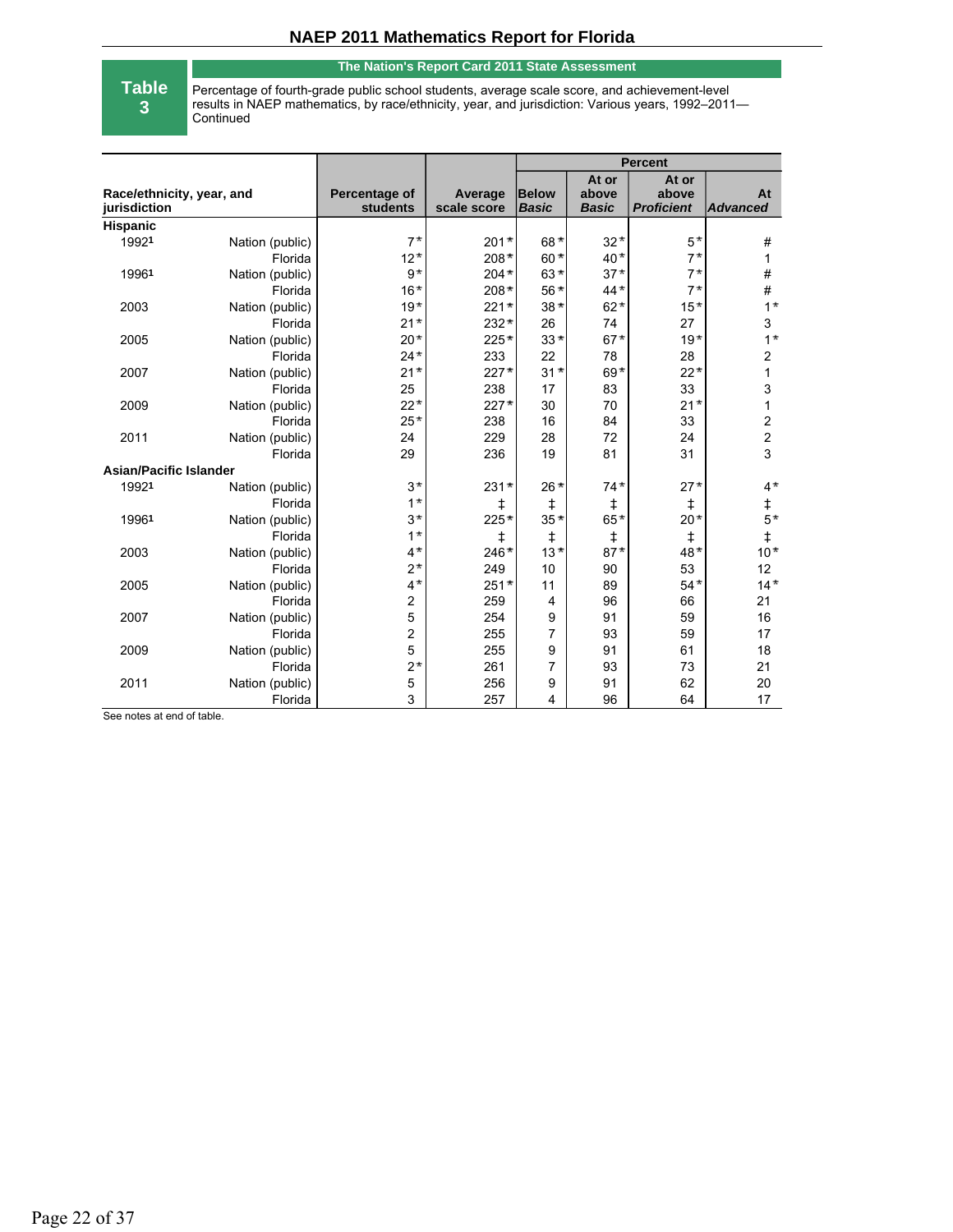# NAEP 2011 Mathematics Report for Florida

**Table 3**

**The Nation's Report Card 2011 State Assessment**

Percentage of fourth-grade public school students, average scale score, and achievement-level results in NAEP mathematics, by race/ethnicity, year, and jurisdiction: Various years, 1992–2011—Continued

| Race/ethnicity, year, and jurisdiction | | Percentage of students | Average scale score | Percent | | | |
|---|---|---|---|---|---|---|---|
| | | | | Below *Basic* | At or above *Basic* | At or above *Proficient* | At *Advanced* |
| **Hispanic** | | | | | | | |
| 1992[1] | Nation (public) | 7* | 201* | 68* | 32* | 5* | # |
| | Florida | 12* | 208* | 60* | 40* | 7* | 1 |
| 1996[1] | Nation (public) | 9* | 204* | 63* | 37* | 7* | # |
| | Florida | 16* | 208* | 56* | 44* | 7* | # |
| 2003 | Nation (public) | 19* | 221* | 38* | 62* | 15* | 1* |
| | Florida | 21* | 232* | 26 | 74 | 27 | 3 |
| 2005 | Nation (public) | 20* | 225* | 33* | 67* | 19* | 1* |
| | Florida | 24* | 233 | 22 | 78 | 28 | 2 |
| 2007 | Nation (public) | 21* | 227* | 31* | 69* | 22* | 1 |
| | Florida | 25 | 238 | 17 | 83 | 33 | 3 |
| 2009 | Nation (public) | 22* | 227* | 30 | 70 | 21* | 1 |
| | Florida | 25* | 238 | 16 | 84 | 33 | 2 |
| 2011 | Nation (public) | 24 | 229 | 28 | 72 | 24 | 2 |
| | Florida | 29 | 236 | 19 | 81 | 31 | 3 |
| **Asian/Pacific Islander** | | | | | | | |
| 1992[1] | Nation (public) | 3* | 231* | 26* | 74* | 27* | 4* |
| | Florida | 1* | ‡ | ‡ | ‡ | ‡ | ‡ |
| 1996[1] | Nation (public) | 3* | 225* | 35* | 65* | 20* | 5* |
| | Florida | 1* | ‡ | ‡ | ‡ | ‡ | ‡ |
| 2003 | Nation (public) | 4* | 246* | 13* | 87* | 48* | 10* |
| | Florida | 2* | 249 | 10 | 90 | 53 | 12 |
| 2005 | Nation (public) | 4* | 251* | 11 | 89 | 54* | 14* |
| | Florida | 2 | 259 | 4 | 96 | 66 | 21 |
| 2007 | Nation (public) | 5 | 254 | 9 | 91 | 59 | 16 |
| | Florida | 2 | 255 | 7 | 93 | 59 | 17 |
| 2009 | Nation (public) | 5 | 255 | 9 | 91 | 61 | 18 |
| | Florida | 2* | 261 | 7 | 93 | 73 | 21 |
| 2011 | Nation (public) | 5 | 256 | 9 | 91 | 62 | 20 |
| | Florida | 3 | 257 | 4 | 96 | 64 | 17 |

See notes at end of table.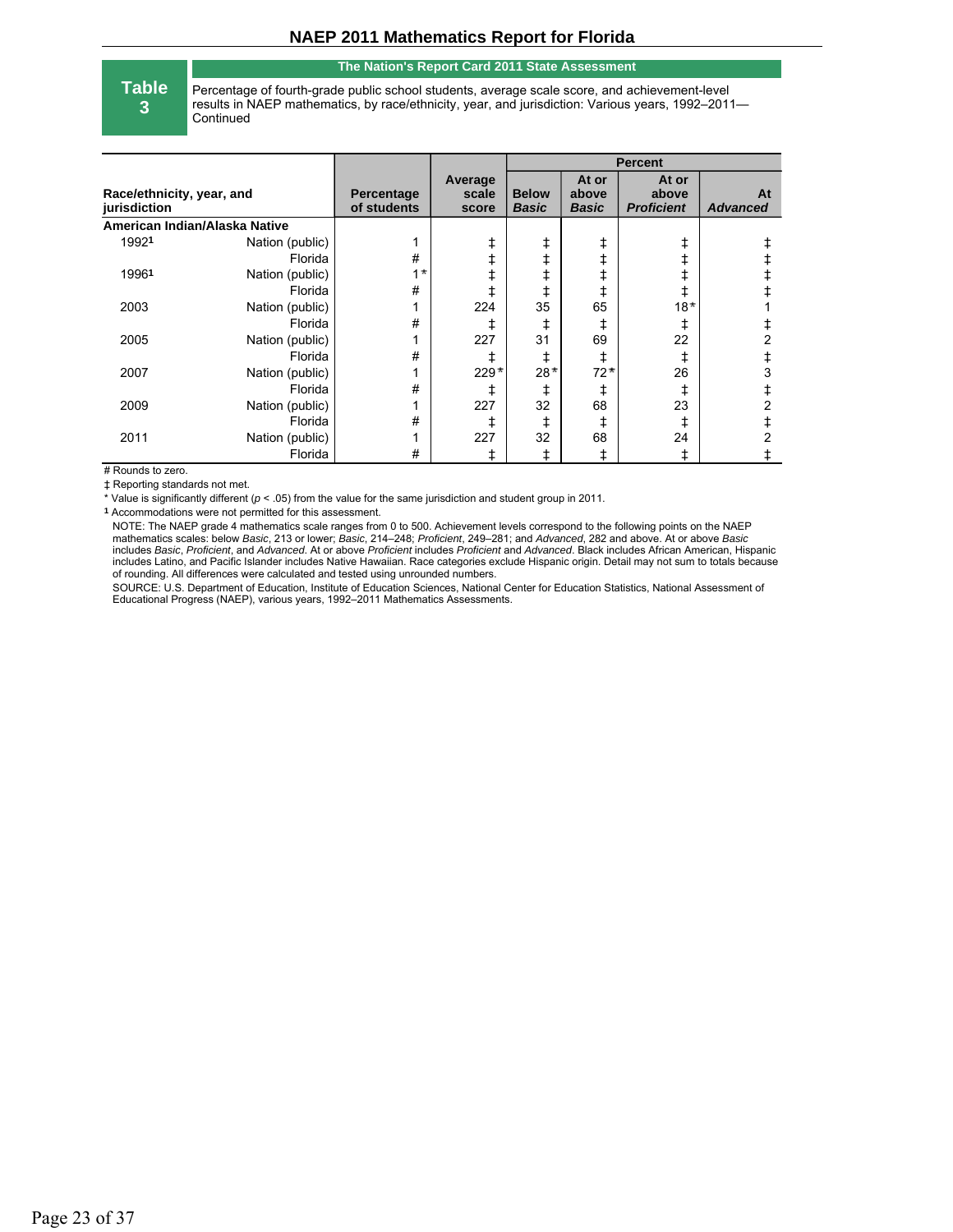**Table 3**

**The Nation's Report Card 2011 State Assessment**

Percentage of fourth-grade public school students, average scale score, and achievement-level results in NAEP mathematics, by race/ethnicity, year, and jurisdiction: Various years, 1992–2011—Continued

| Race/ethnicity, year, and jurisdiction | | Percentage of students | Average scale score | Percent | | | |
|---|---|---|---|---|---|---|---|
| | | | | Below *Basic* | At or above *Basic* | At or above *Proficient* | At *Advanced* |
| **American Indian/Alaska Native** | | | | | | | |
| 1992[1] | Nation (public) | 1 | ‡ | ‡ | ‡ | ‡ | ‡ |
| | Florida | # | ‡ | ‡ | ‡ | ‡ | ‡ |
| 1996[1] | Nation (public) | 1* | ‡ | ‡ | ‡ | ‡ | ‡ |
| | Florida | # | ‡ | ‡ | ‡ | ‡ | ‡ |
| 2003 | Nation (public) | 1 | 224 | 35 | 65 | 18* | 1 |
| | Florida | # | ‡ | ‡ | ‡ | ‡ | ‡ |
| 2005 | Nation (public) | 1 | 227 | 31 | 69 | 22 | 2 |
| | Florida | # | ‡ | ‡ | ‡ | ‡ | ‡ |
| 2007 | Nation (public) | 1 | 229* | 28* | 72* | 26 | 3 |
| | Florida | # | ‡ | ‡ | ‡ | ‡ | ‡ |
| 2009 | Nation (public) | 1 | 227 | 32 | 68 | 23 | 2 |
| | Florida | # | ‡ | ‡ | ‡ | ‡ | ‡ |
| 2011 | Nation (public) | 1 | 227 | 32 | 68 | 24 | 2 |
| | Florida | # | ‡ | ‡ | ‡ | ‡ | ‡ |

# Rounds to zero.

‡ Reporting standards not met.

* Value is significantly different ($p < .05$) from the value for the same jurisdiction and student group in 2011.

[1] Accommodations were not permitted for this assessment.

NOTE: The NAEP grade 4 mathematics scale ranges from 0 to 500. Achievement levels correspond to the following points on the NAEP mathematics scales: below *Basic*, 213 or lower; *Basic*, 214–248; *Proficient*, 249–281; and *Advanced*, 282 and above. At or above *Basic* includes *Basic*, *Proficient*, and *Advanced*. At or above *Proficient* includes *Proficient* and *Advanced*. Black includes African American, Hispanic includes Latino, and Pacific Islander includes Native Hawaiian. Race categories exclude Hispanic origin. Detail may not sum to totals because of rounding. All differences were calculated and tested using unrounded numbers.

SOURCE: U.S. Department of Education, Institute of Education Sciences, National Center for Education Statistics, National Assessment of Educational Progress (NAEP), various years, 1992–2011 Mathematics Assessments.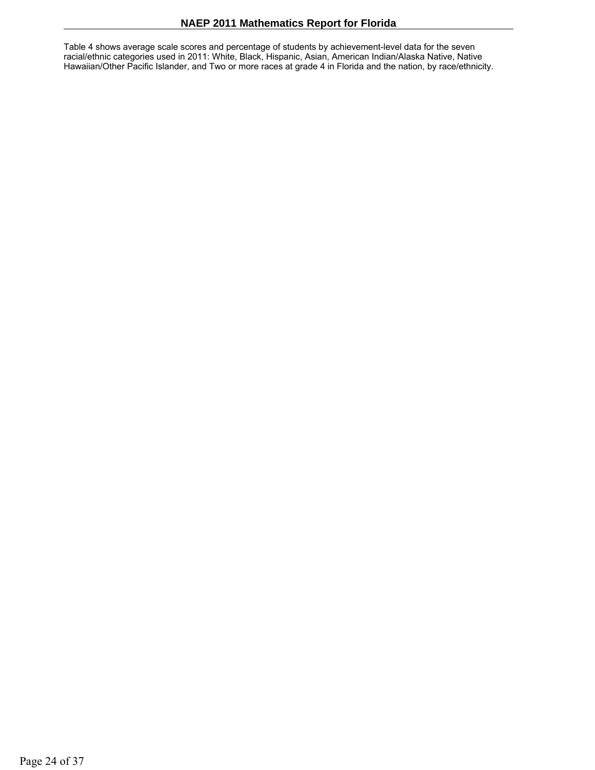Table 4 shows average scale scores and percentage of students by achievement-level data for the seven racial/ethnic categories used in 2011: White, Black, Hispanic, Asian, American Indian/Alaska Native, Native Hawaiian/Other Pacific Islander, and Two or more races at grade 4 in Florida and the nation, by race/ethnicity.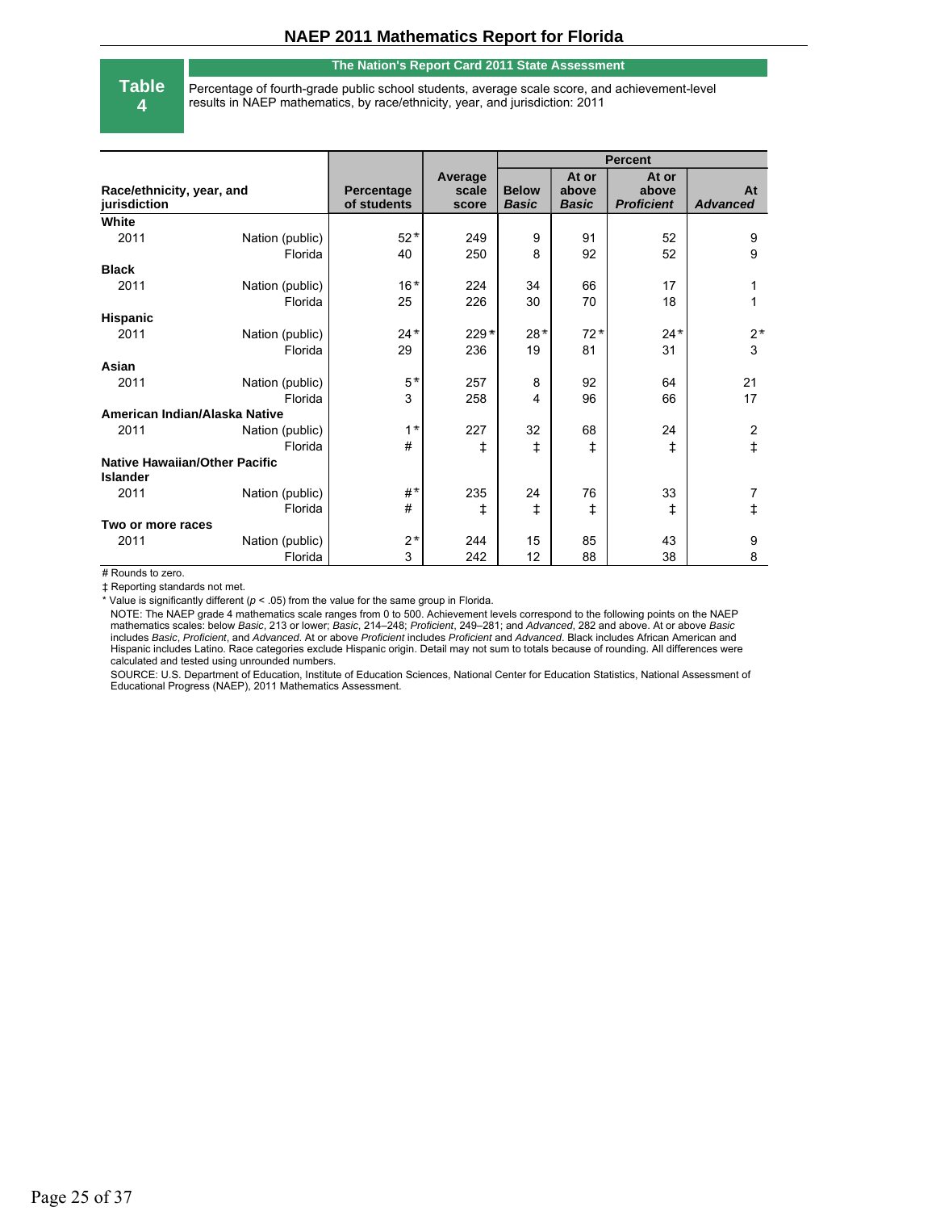## Table 4

**The Nation's Report Card 2011 State Assessment**

Percentage of fourth-grade public school students, average scale score, and achievement-level results in NAEP mathematics, by race/ethnicity, year, and jurisdiction: 2011

| Race/ethnicity, year, and jurisdiction | | Percentage of students | Average scale score | Percent | | | |
|---|---|---|---|---|---|---|---|
| | | | | Below *Basic* | At or above *Basic* | At or above *Proficient* | At *Advanced* |
| **White** | | | | | | | |
| 2011 | Nation (public) | 52* | 249 | 9 | 91 | 52 | 9 |
| | Florida | 40 | 250 | 8 | 92 | 52 | 9 |
| **Black** | | | | | | | |
| 2011 | Nation (public) | 16* | 224 | 34 | 66 | 17 | 1 |
| | Florida | 25 | 226 | 30 | 70 | 18 | 1 |
| **Hispanic** | | | | | | | |
| 2011 | Nation (public) | 24* | 229* | 28* | 72* | 24* | 2* |
| | Florida | 29 | 236 | 19 | 81 | 31 | 3 |
| **Asian** | | | | | | | |
| 2011 | Nation (public) | 5* | 257 | 8 | 92 | 64 | 21 |
| | Florida | 3 | 258 | 4 | 96 | 66 | 17 |
| **American Indian/Alaska Native** | | | | | | | |
| 2011 | Nation (public) | 1* | 227 | 32 | 68 | 24 | 2 |
| | Florida | # | ‡ | ‡ | ‡ | ‡ | ‡ |
| **Native Hawaiian/Other Pacific Islander** | | | | | | | |
| 2011 | Nation (public) | #* | 235 | 24 | 76 | 33 | 7 |
| | Florida | # | ‡ | ‡ | ‡ | ‡ | ‡ |
| **Two or more races** | | | | | | | |
| 2011 | Nation (public) | 2* | 244 | 15 | 85 | 43 | 9 |
| | Florida | 3 | 242 | 12 | 88 | 38 | 8 |

# Rounds to zero.

‡ Reporting standards not met.

* Value is significantly different ($p < .05$) from the value for the same group in Florida.

NOTE: The NAEP grade 4 mathematics scale ranges from 0 to 500. Achievement levels correspond to the following points on the NAEP mathematics scales: below *Basic*, 213 or lower; *Basic*, 214–248; *Proficient*, 249–281; and *Advanced*, 282 and above. At or above *Basic* includes *Basic*, *Proficient*, and *Advanced*. At or above *Proficient* includes *Proficient* and *Advanced*. Black includes African American and Hispanic includes Latino. Race categories exclude Hispanic origin. Detail may not sum to totals because of rounding. All differences were calculated and tested using unrounded numbers.

SOURCE: U.S. Department of Education, Institute of Education Sciences, National Center for Education Statistics, National Assessment of Educational Progress (NAEP), 2011 Mathematics Assessment.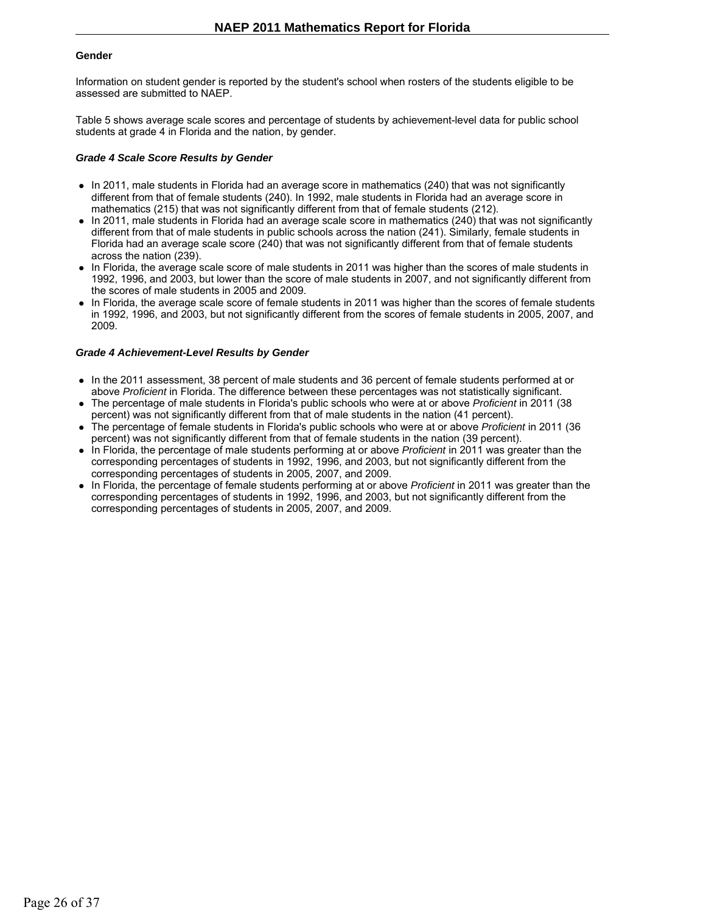### Gender

Information on student gender is reported by the student's school when rosters of the students eligible to be assessed are submitted to NAEP.

Table 5 shows average scale scores and percentage of students by achievement-level data for public school students at grade 4 in Florida and the nation, by gender.

#### *Grade 4 Scale Score Results by Gender*

- In 2011, male students in Florida had an average score in mathematics (240) that was not significantly different from that of female students (240). In 1992, male students in Florida had an average score in mathematics (215) that was not significantly different from that of female students (212).
- In 2011, male students in Florida had an average scale score in mathematics (240) that was not significantly different from that of male students in public schools across the nation (241). Similarly, female students in Florida had an average scale score (240) that was not significantly different from that of female students across the nation (239).
- In Florida, the average scale score of male students in 2011 was higher than the scores of male students in 1992, 1996, and 2003, but lower than the score of male students in 2007, and not significantly different from the scores of male students in 2005 and 2009.
- In Florida, the average scale score of female students in 2011 was higher than the scores of female students in 1992, 1996, and 2003, but not significantly different from the scores of female students in 2005, 2007, and 2009.

#### *Grade 4 Achievement-Level Results by Gender*

- In the 2011 assessment, 38 percent of male students and 36 percent of female students performed at or above *Proficient* in Florida. The difference between these percentages was not statistically significant.
- The percentage of male students in Florida's public schools who were at or above *Proficient* in 2011 (38 percent) was not significantly different from that of male students in the nation (41 percent).
- The percentage of female students in Florida's public schools who were at or above *Proficient* in 2011 (36 percent) was not significantly different from that of female students in the nation (39 percent).
- In Florida, the percentage of male students performing at or above *Proficient* in 2011 was greater than the corresponding percentages of students in 1992, 1996, and 2003, but not significantly different from the corresponding percentages of students in 2005, 2007, and 2009.
- In Florida, the percentage of female students performing at or above *Proficient* in 2011 was greater than the corresponding percentages of students in 1992, 1996, and 2003, but not significantly different from the corresponding percentages of students in 2005, 2007, and 2009.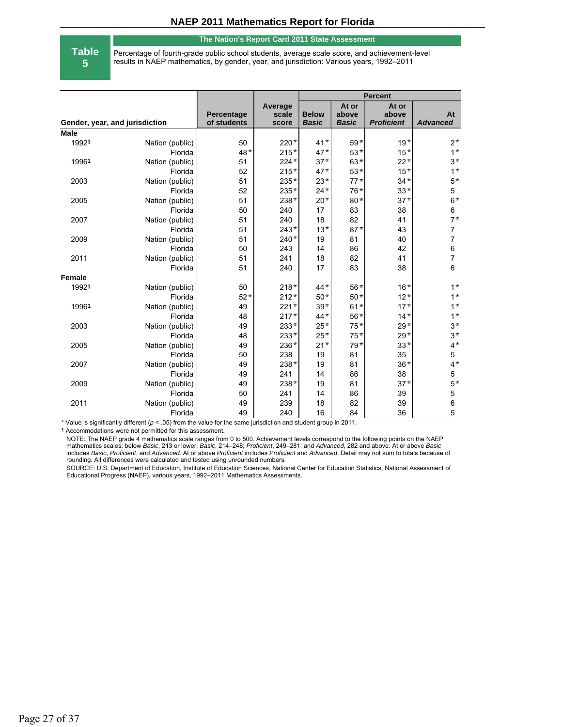## NAEP 2011 Mathematics Report for Florida

**Table 5**

**The Nation's Report Card 2011 State Assessment**

Percentage of fourth-grade public school students, average scale score, and achievement-level results in NAEP mathematics, by gender, year, and jurisdiction: Various years, 1992–2011

| Gender, year, and jurisdiction | | Percentage of students | Average scale score | Percent | | | |
|---|---|---|---|---|---|---|---|
| | | | | Below *Basic* | At or above *Basic* | At or above *Proficient* | At *Advanced* |
| **Male** | | | | | | | |
| 1992[1] | Nation (public) | 50 | 220* | 41* | 59* | 19* | 2* |
| | Florida | 48* | 215* | 47* | 53* | 15* | 1* |
| 1996[1] | Nation (public) | 51 | 224* | 37* | 63* | 22* | 3* |
| | Florida | 52 | 215* | 47* | 53* | 15* | 1* |
| 2003 | Nation (public) | 51 | 235* | 23* | 77* | 34* | 5* |
| | Florida | 52 | 235* | 24* | 76* | 33* | 5 |
| 2005 | Nation (public) | 51 | 238* | 20* | 80* | 37* | 6* |
| | Florida | 50 | 240 | 17 | 83 | 38 | 6 |
| 2007 | Nation (public) | 51 | 240 | 18 | 82 | 41 | 7* |
| | Florida | 51 | 243* | 13* | 87* | 43 | 7 |
| 2009 | Nation (public) | 51 | 240* | 19 | 81 | 40 | 7 |
| | Florida | 50 | 243 | 14 | 86 | 42 | 6 |
| 2011 | Nation (public) | 51 | 241 | 18 | 82 | 41 | 7 |
| | Florida | 51 | 240 | 17 | 83 | 38 | 6 |
| **Female** | | | | | | | |
| 1992[1] | Nation (public) | 50 | 218* | 44* | 56* | 16* | 1* |
| | Florida | 52* | 212* | 50* | 50* | 12* | 1* |
| 1996[1] | Nation (public) | 49 | 221* | 39* | 61* | 17* | 1* |
| | Florida | 48 | 217* | 44* | 56* | 14* | 1* |
| 2003 | Nation (public) | 49 | 233* | 25* | 75* | 29* | 3* |
| | Florida | 48 | 233* | 25* | 75* | 29* | 3* |
| 2005 | Nation (public) | 49 | 236* | 21* | 79* | 33* | 4* |
| | Florida | 50 | 238 | 19 | 81 | 35 | 5 |
| 2007 | Nation (public) | 49 | 238* | 19 | 81 | 36* | 4* |
| | Florida | 49 | 241 | 14 | 86 | 38 | 5 |
| 2009 | Nation (public) | 49 | 238* | 19 | 81 | 37* | 5* |
| | Florida | 50 | 241 | 14 | 86 | 39 | 5 |
| 2011 | Nation (public) | 49 | 239 | 18 | 82 | 39 | 6 |
| | Florida | 49 | 240 | 16 | 84 | 36 | 5 |

* Value is significantly different ($p < .05$) from the value for the same jurisdiction and student group in 2011.

[1] Accommodations were not permitted for this assessment.

NOTE: The NAEP grade 4 mathematics scale ranges from 0 to 500. Achievement levels correspond to the following points on the NAEP mathematics scales: below *Basic*, 213 or lower; *Basic*, 214–248; *Proficient*, 249–281; and *Advanced*, 282 and above. At or above *Basic* includes *Basic*, *Proficient*, and *Advanced*. At or above *Proficient* includes *Proficient* and *Advanced*. Detail may not sum to totals because of rounding. All differences were calculated and tested using unrounded numbers.

SOURCE: U.S. Department of Education, Institute of Education Sciences, National Center for Education Statistics, National Assessment of Educational Progress (NAEP), various years, 1992–2011 Mathematics Assessments.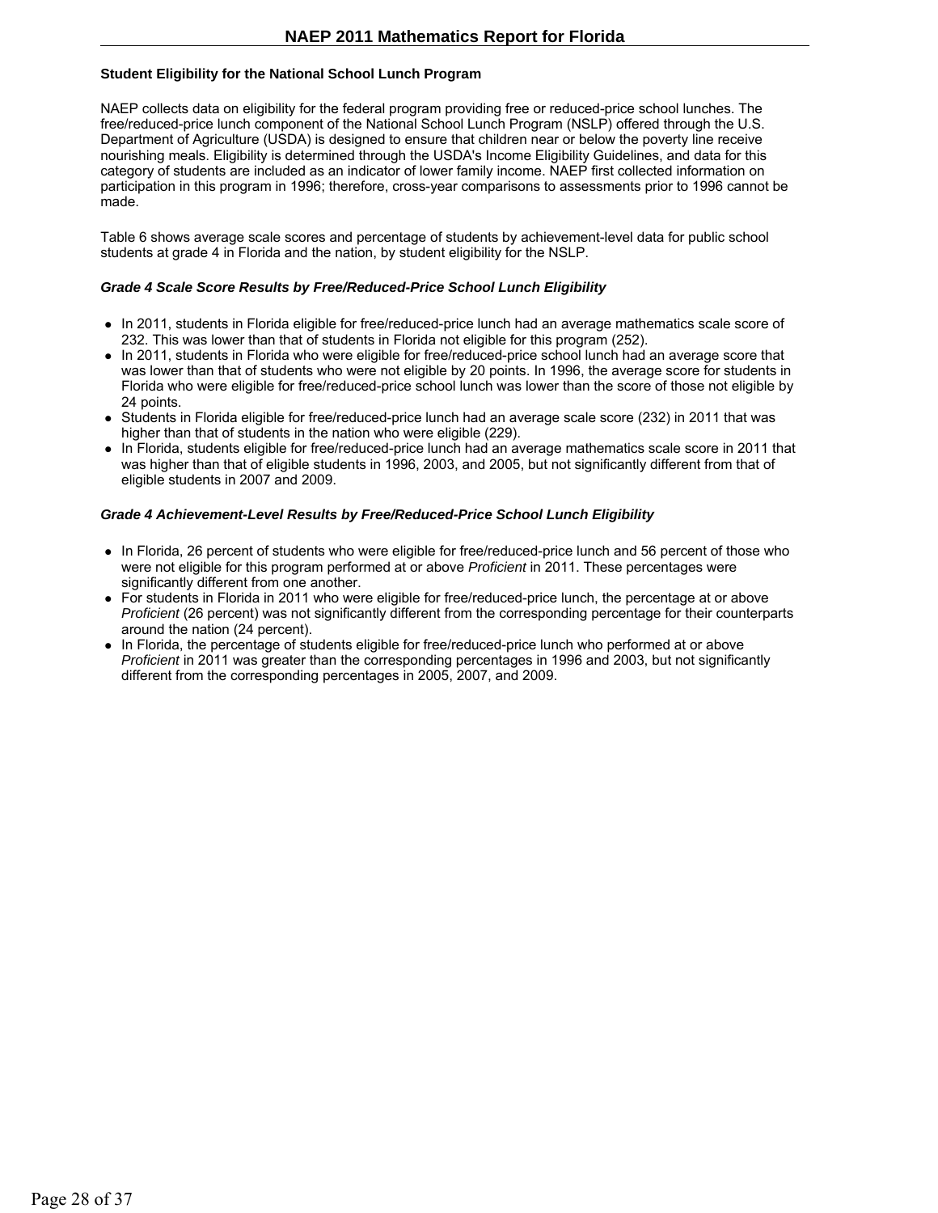### Student Eligibility for the National School Lunch Program

NAEP collects data on eligibility for the federal program providing free or reduced-price school lunches. The free/reduced-price lunch component of the National School Lunch Program (NSLP) offered through the U.S. Department of Agriculture (USDA) is designed to ensure that children near or below the poverty line receive nourishing meals. Eligibility is determined through the USDA's Income Eligibility Guidelines, and data for this category of students are included as an indicator of lower family income. NAEP first collected information on participation in this program in 1996; therefore, cross-year comparisons to assessments prior to 1996 cannot be made.

Table 6 shows average scale scores and percentage of students by achievement-level data for public school students at grade 4 in Florida and the nation, by student eligibility for the NSLP.

#### *Grade 4 Scale Score Results by Free/Reduced-Price School Lunch Eligibility*

- In 2011, students in Florida eligible for free/reduced-price lunch had an average mathematics scale score of 232. This was lower than that of students in Florida not eligible for this program (252).
- In 2011, students in Florida who were eligible for free/reduced-price school lunch had an average score that was lower than that of students who were not eligible by 20 points. In 1996, the average score for students in Florida who were eligible for free/reduced-price school lunch was lower than the score of those not eligible by 24 points.
- Students in Florida eligible for free/reduced-price lunch had an average scale score (232) in 2011 that was higher than that of students in the nation who were eligible (229).
- In Florida, students eligible for free/reduced-price lunch had an average mathematics scale score in 2011 that was higher than that of eligible students in 1996, 2003, and 2005, but not significantly different from that of eligible students in 2007 and 2009.

#### *Grade 4 Achievement-Level Results by Free/Reduced-Price School Lunch Eligibility*

- In Florida, 26 percent of students who were eligible for free/reduced-price lunch and 56 percent of those who were not eligible for this program performed at or above *Proficient* in 2011. These percentages were significantly different from one another.
- For students in Florida in 2011 who were eligible for free/reduced-price lunch, the percentage at or above *Proficient* (26 percent) was not significantly different from the corresponding percentage for their counterparts around the nation (24 percent).
- In Florida, the percentage of students eligible for free/reduced-price lunch who performed at or above *Proficient* in 2011 was greater than the corresponding percentages in 1996 and 2003, but not significantly different from the corresponding percentages in 2005, 2007, and 2009.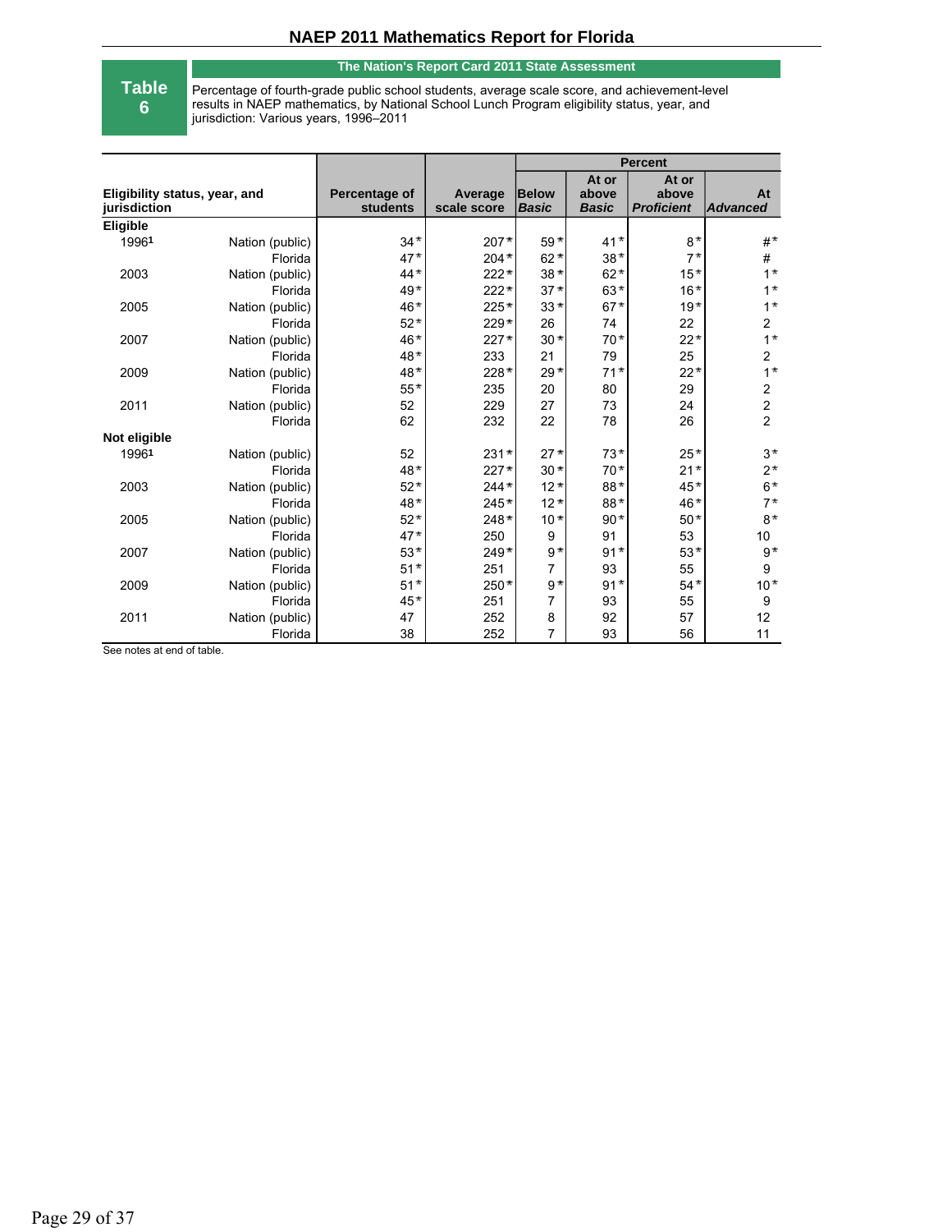# NAEP 2011 Mathematics Report for Florida

**Table 6**

**The Nation's Report Card 2011 State Assessment**

Percentage of fourth-grade public school students, average scale score, and achievement-level results in NAEP mathematics, by National School Lunch Program eligibility status, year, and jurisdiction: Various years, 1996–2011

| Eligibility status, year, and jurisdiction | | Percentage of students | Average scale score | Percent | | | |
|---|---|---|---|---|---|---|---|
| | | | | *Below Basic* | At or above *Basic* | At or above *Proficient* | At *Advanced* |
| **Eligible** | | | | | | | |
| 1996[1] | Nation (public) | 34* | 207* | 59* | 41* | 8* | #* |
| | Florida | 47* | 204* | 62* | 38* | 7* | # |
| 2003 | Nation (public) | 44* | 222* | 38* | 62* | 15* | 1* |
| | Florida | 49* | 222* | 37* | 63* | 16* | 1* |
| 2005 | Nation (public) | 46* | 225* | 33* | 67* | 19* | 1* |
| | Florida | 52* | 229* | 26 | 74 | 22 | 2 |
| 2007 | Nation (public) | 46* | 227* | 30* | 70* | 22* | 1* |
| | Florida | 48* | 233 | 21 | 79 | 25 | 2 |
| 2009 | Nation (public) | 48* | 228* | 29* | 71* | 22* | 1* |
| | Florida | 55* | 235 | 20 | 80 | 29 | 2 |
| 2011 | Nation (public) | 52 | 229 | 27 | 73 | 24 | 2 |
| | Florida | 62 | 232 | 22 | 78 | 26 | 2 |
| **Not eligible** | | | | | | | |
| 1996[1] | Nation (public) | 52 | 231* | 27* | 73* | 25* | 3* |
| | Florida | 48* | 227* | 30* | 70* | 21* | 2* |
| 2003 | Nation (public) | 52* | 244* | 12* | 88* | 45* | 6* |
| | Florida | 48* | 245* | 12* | 88* | 46* | 7* |
| 2005 | Nation (public) | 52* | 248* | 10* | 90* | 50* | 8* |
| | Florida | 47* | 250 | 9 | 91 | 53 | 10 |
| 2007 | Nation (public) | 53* | 249* | 9* | 91* | 53* | 9* |
| | Florida | 51* | 251 | 7 | 93 | 55 | 9 |
| 2009 | Nation (public) | 51* | 250* | 9* | 91* | 54* | 10* |
| | Florida | 45* | 251 | 7 | 93 | 55 | 9 |
| 2011 | Nation (public) | 47 | 252 | 8 | 92 | 57 | 12 |
| | Florida | 38 | 252 | 7 | 93 | 56 | 11 |

See notes at end of table.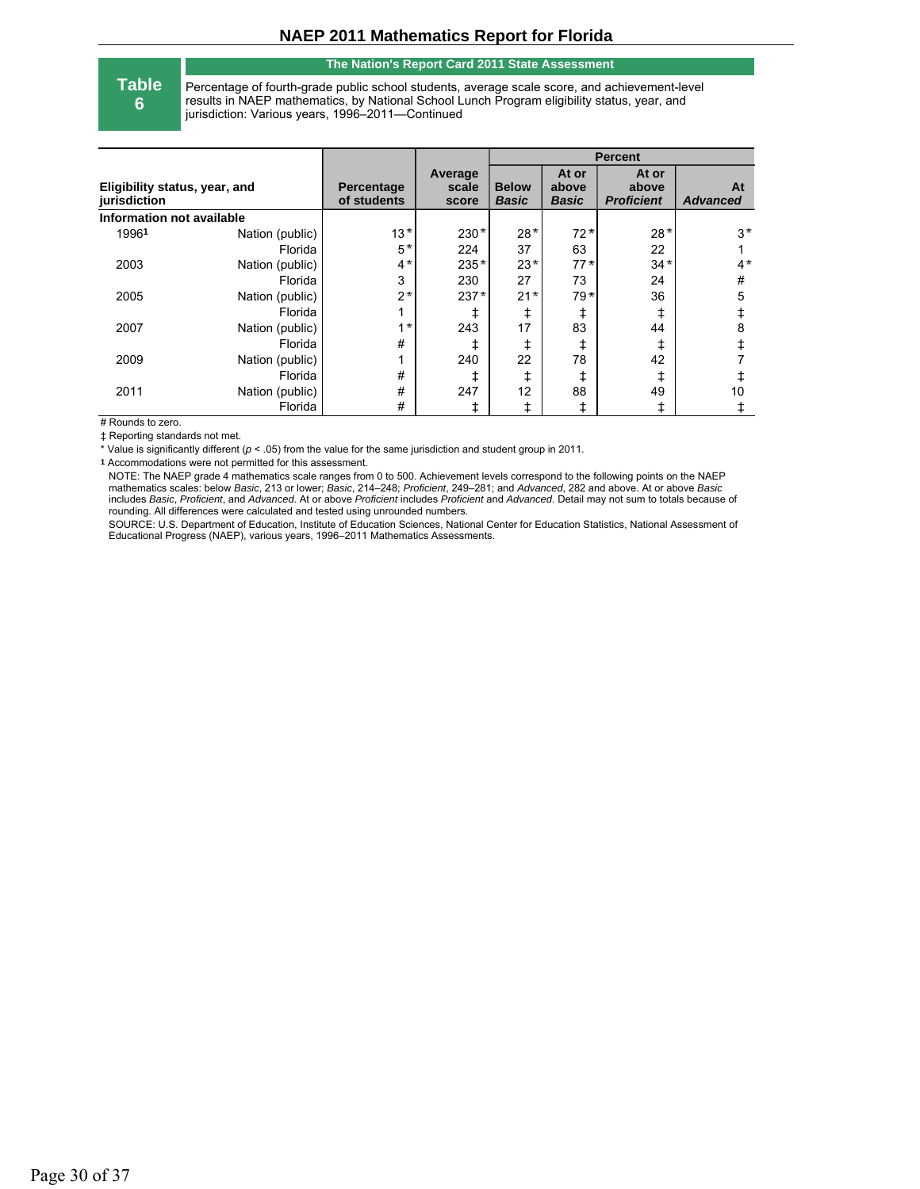**Table 6**

**The Nation's Report Card 2011 State Assessment**

Percentage of fourth-grade public school students, average scale score, and achievement-level results in NAEP mathematics, by National School Lunch Program eligibility status, year, and jurisdiction: Various years, 1996–2011—Continued

| Eligibility status, year, and jurisdiction | | Percentage of students | Average scale score | Percent | | | |
|---|---|---|---|---|---|---|---|
| | | | | Below *Basic* | At or above *Basic* | At or above *Proficient* | At *Advanced* |
| **Information not available** | | | | | | | |
| 1996[1] | Nation (public) | 13* | 230* | 28* | 72* | 28* | 3* |
| | Florida | 5* | 224 | 37 | 63 | 22 | 1 |
| 2003 | Nation (public) | 4* | 235* | 23* | 77* | 34* | 4* |
| | Florida | 3 | 230 | 27 | 73 | 24 | # |
| 2005 | Nation (public) | 2* | 237* | 21* | 79* | 36 | 5 |
| | Florida | 1 | ‡ | ‡ | ‡ | ‡ | ‡ |
| 2007 | Nation (public) | 1* | 243 | 17 | 83 | 44 | 8 |
| | Florida | # | ‡ | ‡ | ‡ | ‡ | ‡ |
| 2009 | Nation (public) | 1 | 240 | 22 | 78 | 42 | 7 |
| | Florida | # | ‡ | ‡ | ‡ | ‡ | ‡ |
| 2011 | Nation (public) | # | 247 | 12 | 88 | 49 | 10 |
| | Florida | # | ‡ | ‡ | ‡ | ‡ | ‡ |

# Rounds to zero.

‡ Reporting standards not met.

* Value is significantly different ($p < .05$) from the value for the same jurisdiction and student group in 2011.

[1] Accommodations were not permitted for this assessment.

NOTE: The NAEP grade 4 mathematics scale ranges from 0 to 500. Achievement levels correspond to the following points on the NAEP mathematics scales: below *Basic*, 213 or lower; *Basic*, 214–248; *Proficient*, 249–281; and *Advanced*, 282 and above. At or above *Basic* includes *Basic*, *Proficient*, and *Advanced*. At or above *Proficient* includes *Proficient* and *Advanced*. Detail may not sum to totals because of rounding. All differences were calculated and tested using unrounded numbers.

SOURCE: U.S. Department of Education, Institute of Education Sciences, National Center for Education Statistics, National Assessment of Educational Progress (NAEP), various years, 1996–2011 Mathematics Assessments.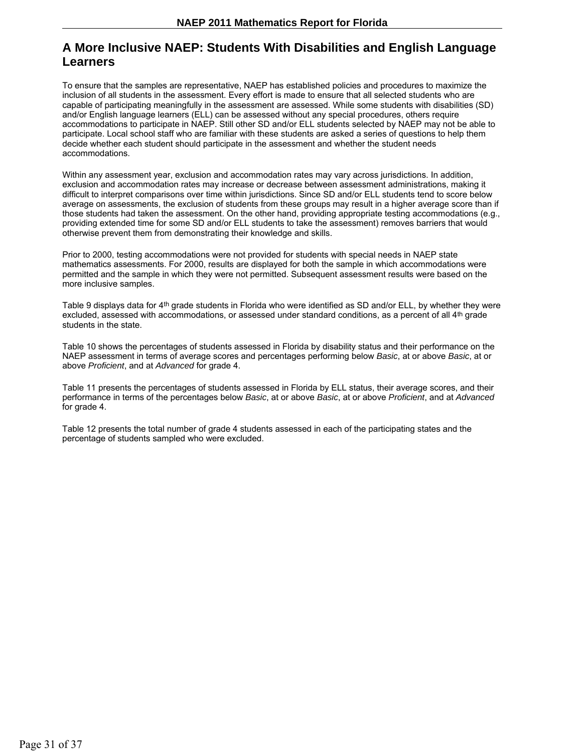# A More Inclusive NAEP: Students With Disabilities and English Language Learners

To ensure that the samples are representative, NAEP has established policies and procedures to maximize the inclusion of all students in the assessment. Every effort is made to ensure that all selected students who are capable of participating meaningfully in the assessment are assessed. While some students with disabilities (SD) and/or English language learners (ELL) can be assessed without any special procedures, others require accommodations to participate in NAEP. Still other SD and/or ELL students selected by NAEP may not be able to participate. Local school staff who are familiar with these students are asked a series of questions to help them decide whether each student should participate in the assessment and whether the student needs accommodations.

Within any assessment year, exclusion and accommodation rates may vary across jurisdictions. In addition, exclusion and accommodation rates may increase or decrease between assessment administrations, making it difficult to interpret comparisons over time within jurisdictions. Since SD and/or ELL students tend to score below average on assessments, the exclusion of students from these groups may result in a higher average score than if those students had taken the assessment. On the other hand, providing appropriate testing accommodations (e.g., providing extended time for some SD and/or ELL students to take the assessment) removes barriers that would otherwise prevent them from demonstrating their knowledge and skills.

Prior to 2000, testing accommodations were not provided for students with special needs in NAEP state mathematics assessments. For 2000, results are displayed for both the sample in which accommodations were permitted and the sample in which they were not permitted. Subsequent assessment results were based on the more inclusive samples.

Table 9 displays data for 4th grade students in Florida who were identified as SD and/or ELL, by whether they were excluded, assessed with accommodations, or assessed under standard conditions, as a percent of all 4th grade students in the state.

Table 10 shows the percentages of students assessed in Florida by disability status and their performance on the NAEP assessment in terms of average scores and percentages performing below *Basic*, at or above *Basic*, at or above *Proficient*, and at *Advanced* for grade 4.

Table 11 presents the percentages of students assessed in Florida by ELL status, their average scores, and their performance in terms of the percentages below *Basic*, at or above *Basic*, at or above *Proficient*, and at *Advanced* for grade 4.

Table 12 presents the total number of grade 4 students assessed in each of the participating states and the percentage of students sampled who were excluded.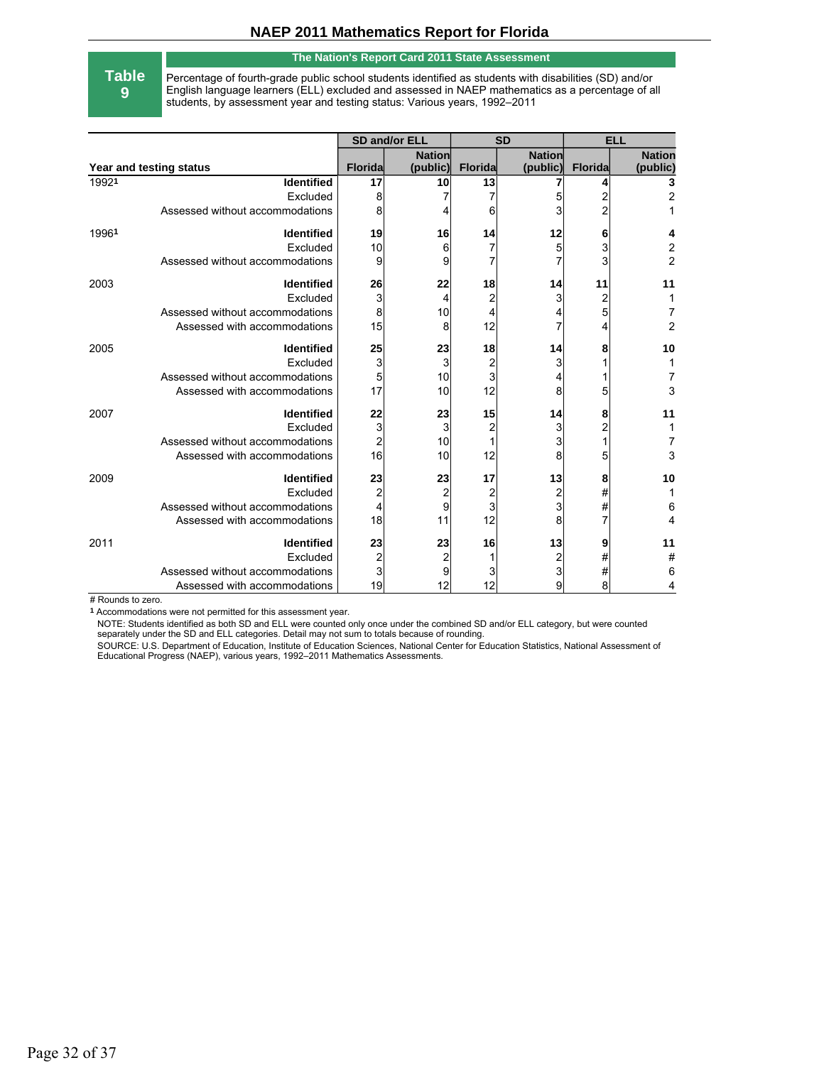# NAEP 2011 Mathematics Report for Florida

**Table 9**

**The Nation's Report Card 2011 State Assessment**

Percentage of fourth-grade public school students identified as students with disabilities (SD) and/or English language learners (ELL) excluded and assessed in NAEP mathematics as a percentage of all students, by assessment year and testing status: Various years, 1992–2011

| Year and testing status | | SD and/or ELL | | SD | | ELL | |
|---|---|---|---|---|---|---|---|
| | | Florida | Nation (public) | Florida | Nation (public) | Florida | Nation (public) |
| 1992[1] | **Identified** | **17** | **10** | **13** | **7** | **4** | **3** |
| | Excluded | 8 | 7 | 7 | 5 | 2 | 2 |
| | Assessed without accommodations | 8 | 4 | 6 | 3 | 2 | 1 |
| 1996[1] | **Identified** | **19** | **16** | **14** | **12** | **6** | **4** |
| | Excluded | 10 | 6 | 7 | 5 | 3 | 2 |
| | Assessed without accommodations | 9 | 9 | 7 | 7 | 3 | 2 |
| 2003 | **Identified** | **26** | **22** | **18** | **14** | **11** | **11** |
| | Excluded | 3 | 4 | 2 | 3 | 2 | 1 |
| | Assessed without accommodations | 8 | 10 | 4 | 4 | 5 | 7 |
| | Assessed with accommodations | 15 | 8 | 12 | 7 | 4 | 2 |
| 2005 | **Identified** | **25** | **23** | **18** | **14** | **8** | **10** |
| | Excluded | 3 | 3 | 2 | 3 | 1 | 1 |
| | Assessed without accommodations | 5 | 10 | 3 | 4 | 1 | 7 |
| | Assessed with accommodations | 17 | 10 | 12 | 8 | 5 | 3 |
| 2007 | **Identified** | **22** | **23** | **15** | **14** | **8** | **11** |
| | Excluded | 3 | 3 | 2 | 3 | 2 | 1 |
| | Assessed without accommodations | 2 | 10 | 1 | 3 | 1 | 7 |
| | Assessed with accommodations | 16 | 10 | 12 | 8 | 5 | 3 |
| 2009 | **Identified** | **23** | **23** | **17** | **13** | **8** | **10** |
| | Excluded | 2 | 2 | 2 | 2 | # | 1 |
| | Assessed without accommodations | 4 | 9 | 3 | 3 | # | 6 |
| | Assessed with accommodations | 18 | 11 | 12 | 8 | 7 | 4 |
| 2011 | **Identified** | **23** | **23** | **16** | **13** | **9** | **11** |
| | Excluded | 2 | 2 | 1 | 2 | # | # |
| | Assessed without accommodations | 3 | 9 | 3 | 3 | # | 6 |
| | Assessed with accommodations | 19 | 12 | 12 | 9 | 8 | 4 |

# Rounds to zero.

[1] Accommodations were not permitted for this assessment year.

NOTE: Students identified as both SD and ELL were counted only once under the combined SD and/or ELL category, but were counted separately under the SD and ELL categories. Detail may not sum to totals because of rounding.

SOURCE: U.S. Department of Education, Institute of Education Sciences, National Center for Education Statistics, National Assessment of Educational Progress (NAEP), various years, 1992–2011 Mathematics Assessments.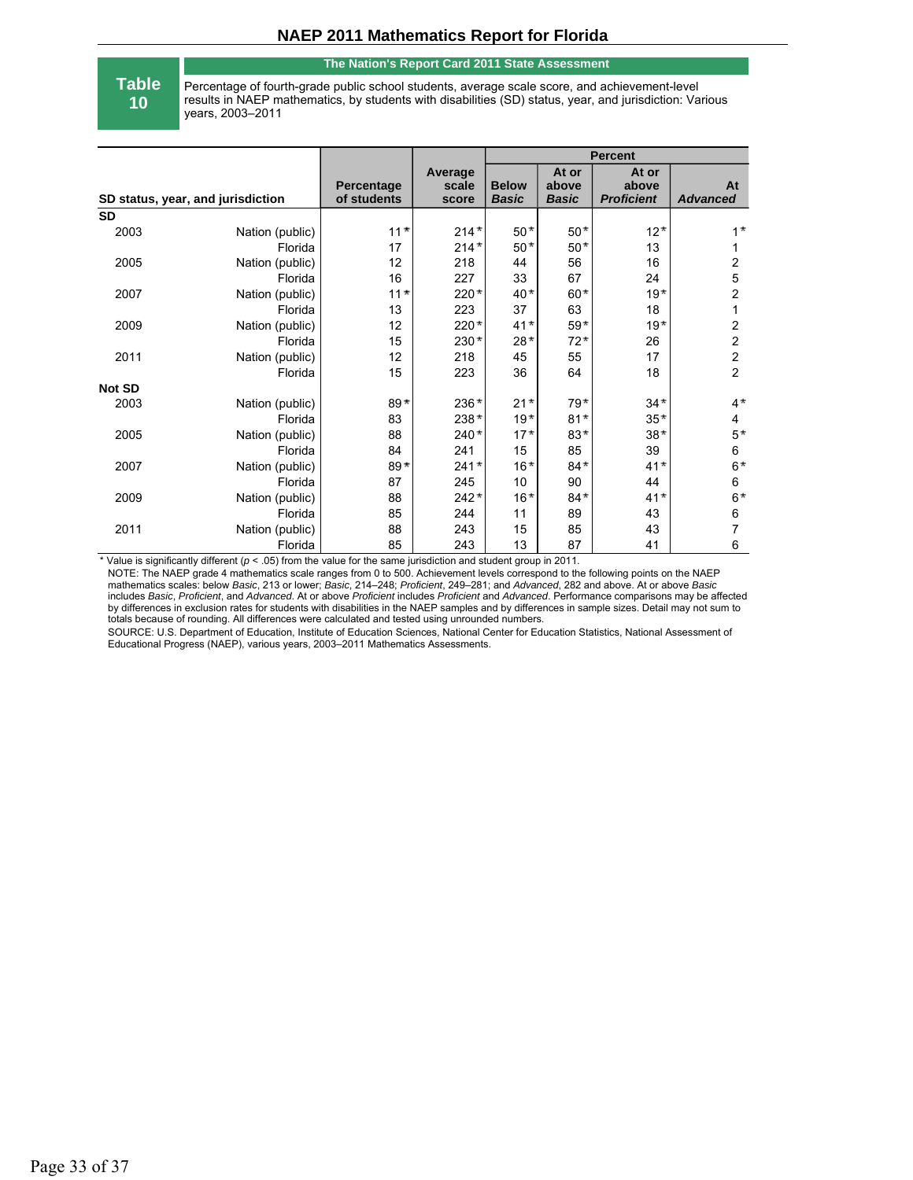# NAEP 2011 Mathematics Report for Florida

**Table 10**

**The Nation's Report Card 2011 State Assessment**

Percentage of fourth-grade public school students, average scale score, and achievement-level results in NAEP mathematics, by students with disabilities (SD) status, year, and jurisdiction: Various years, 2003–2011

| SD status, year, and jurisdiction | | Percentage of students | Average scale score | Percent | | | |
|---|---|---|---|---|---|---|---|
| | | | | Below *Basic* | At or above *Basic* | At or above *Proficient* | At *Advanced* |
| **SD** | | | | | | | |
| 2003 | Nation (public) | 11* | 214* | 50* | 50* | 12* | 1* |
| | Florida | 17 | 214* | 50* | 50* | 13 | 1 |
| 2005 | Nation (public) | 12 | 218 | 44 | 56 | 16 | 2 |
| | Florida | 16 | 227 | 33 | 67 | 24 | 5 |
| 2007 | Nation (public) | 11* | 220* | 40* | 60* | 19* | 2 |
| | Florida | 13 | 223 | 37 | 63 | 18 | 1 |
| 2009 | Nation (public) | 12 | 220* | 41* | 59* | 19* | 2 |
| | Florida | 15 | 230* | 28* | 72* | 26 | 2 |
| 2011 | Nation (public) | 12 | 218 | 45 | 55 | 17 | 2 |
| | Florida | 15 | 223 | 36 | 64 | 18 | 2 |
| **Not SD** | | | | | | | |
| 2003 | Nation (public) | 89* | 236* | 21* | 79* | 34* | 4* |
| | Florida | 83 | 238* | 19* | 81* | 35* | 4 |
| 2005 | Nation (public) | 88 | 240* | 17* | 83* | 38* | 5* |
| | Florida | 84 | 241 | 15 | 85 | 39 | 6 |
| 2007 | Nation (public) | 89* | 241* | 16* | 84* | 41* | 6* |
| | Florida | 87 | 245 | 10 | 90 | 44 | 6 |
| 2009 | Nation (public) | 88 | 242* | 16* | 84* | 41* | 6* |
| | Florida | 85 | 244 | 11 | 89 | 43 | 6 |
| 2011 | Nation (public) | 88 | 243 | 15 | 85 | 43 | 7 |
| | Florida | 85 | 243 | 13 | 87 | 41 | 6 |

\* Value is significantly different ($p < .05$) from the value for the same jurisdiction and student group in 2011.

NOTE: The NAEP grade 4 mathematics scale ranges from 0 to 500. Achievement levels correspond to the following points on the NAEP mathematics scales: below *Basic*, 213 or lower; *Basic*, 214–248; *Proficient*, 249–281; and *Advanced*, 282 and above. At or above *Basic* includes *Basic*, *Proficient*, and *Advanced*. At or above *Proficient* includes *Proficient* and *Advanced*. Performance comparisons may be affected by differences in exclusion rates for students with disabilities in the NAEP samples and by differences in sample sizes. Detail may not sum to totals because of rounding. All differences were calculated and tested using unrounded numbers.

SOURCE: U.S. Department of Education, Institute of Education Sciences, National Center for Education Statistics, National Assessment of Educational Progress (NAEP), various years, 2003–2011 Mathematics Assessments.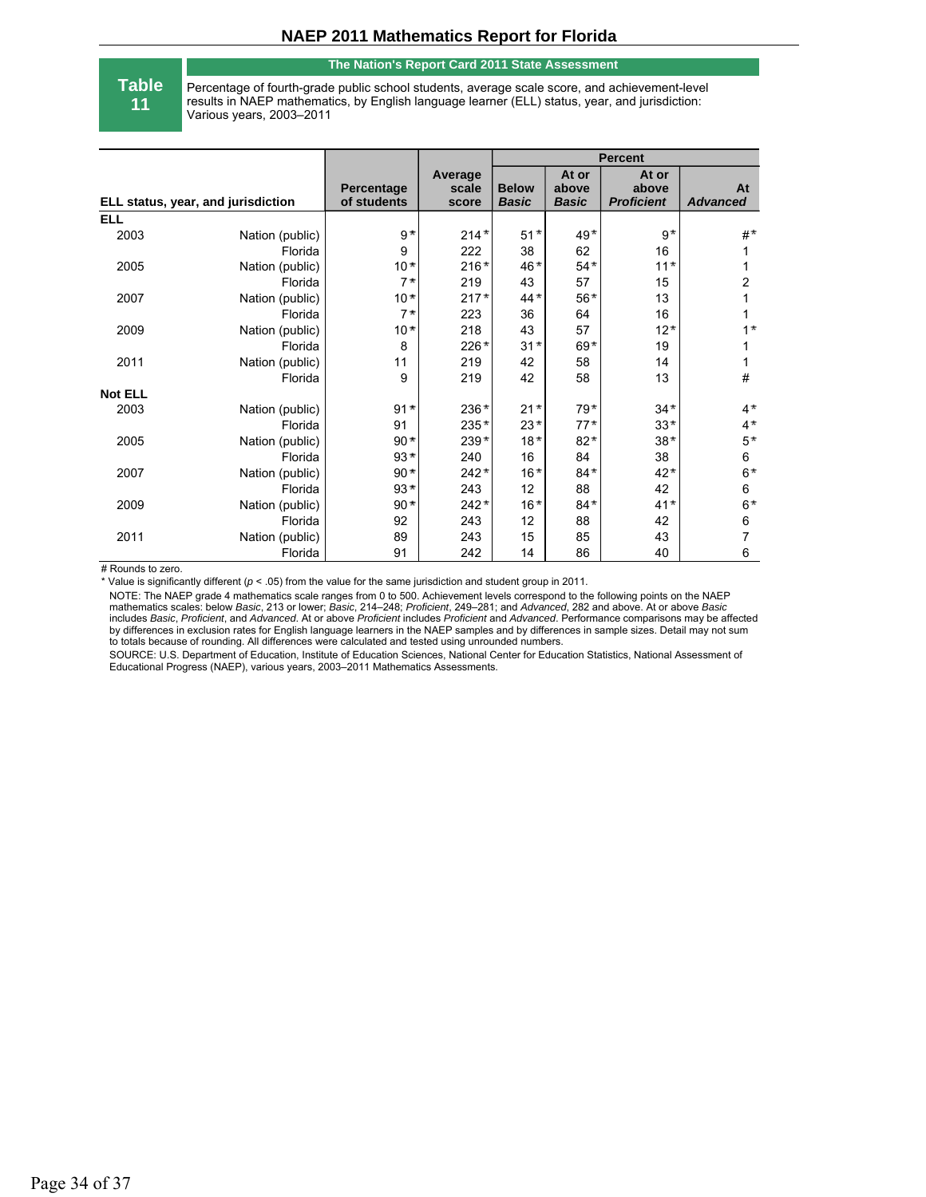## NAEP 2011 Mathematics Report for Florida

**Table 11**

**The Nation's Report Card 2011 State Assessment**

Percentage of fourth-grade public school students, average scale score, and achievement-level results in NAEP mathematics, by English language learner (ELL) status, year, and jurisdiction: Various years, 2003–2011

| ELL status, year, and jurisdiction | | Percentage of students | Average scale score | Percent | | | |
|---|---|---|---|---|---|---|---|
| | | | | Below *Basic* | At or above *Basic* | At or above *Proficient* | At *Advanced* |
| **ELL** | | | | | | | |
| 2003 | Nation (public) | 9* | 214* | 51* | 49* | 9* | #* |
| | Florida | 9 | 222 | 38 | 62 | 16 | 1 |
| 2005 | Nation (public) | 10* | 216* | 46* | 54* | 11* | 1 |
| | Florida | 7* | 219 | 43 | 57 | 15 | 2 |
| 2007 | Nation (public) | 10* | 217* | 44* | 56* | 13 | 1 |
| | Florida | 7* | 223 | 36 | 64 | 16 | 1 |
| 2009 | Nation (public) | 10* | 218 | 43 | 57 | 12* | 1* |
| | Florida | 8 | 226* | 31* | 69* | 19 | 1 |
| 2011 | Nation (public) | 11 | 219 | 42 | 58 | 14 | 1 |
| | Florida | 9 | 219 | 42 | 58 | 13 | # |
| **Not ELL** | | | | | | | |
| 2003 | Nation (public) | 91* | 236* | 21* | 79* | 34* | 4* |
| | Florida | 91 | 235* | 23* | 77* | 33* | 4* |
| 2005 | Nation (public) | 90* | 239* | 18* | 82* | 38* | 5* |
| | Florida | 93* | 240 | 16 | 84 | 38 | 6 |
| 2007 | Nation (public) | 90* | 242* | 16* | 84* | 42* | 6* |
| | Florida | 93* | 243 | 12 | 88 | 42 | 6 |
| 2009 | Nation (public) | 90* | 242* | 16* | 84* | 41* | 6* |
| | Florida | 92 | 243 | 12 | 88 | 42 | 6 |
| 2011 | Nation (public) | 89 | 243 | 15 | 85 | 43 | 7 |
| | Florida | 91 | 242 | 14 | 86 | 40 | 6 |

# Rounds to zero.

* Value is significantly different ($p < .05$) from the value for the same jurisdiction and student group in 2011.

NOTE: The NAEP grade 4 mathematics scale ranges from 0 to 500. Achievement levels correspond to the following points on the NAEP mathematics scales: below *Basic*, 213 or lower; *Basic*, 214–248; *Proficient*, 249–281; and *Advanced*, 282 and above. At or above *Basic* includes *Basic*, *Proficient*, and *Advanced*. At or above *Proficient* includes *Proficient* and *Advanced*. Performance comparisons may be affected by differences in exclusion rates for English language learners in the NAEP samples and by differences in sample sizes. Detail may not sum to totals because of rounding. All differences were calculated and tested using unrounded numbers.

SOURCE: U.S. Department of Education, Institute of Education Sciences, National Center for Education Statistics, National Assessment of Educational Progress (NAEP), various years, 2003–2011 Mathematics Assessments.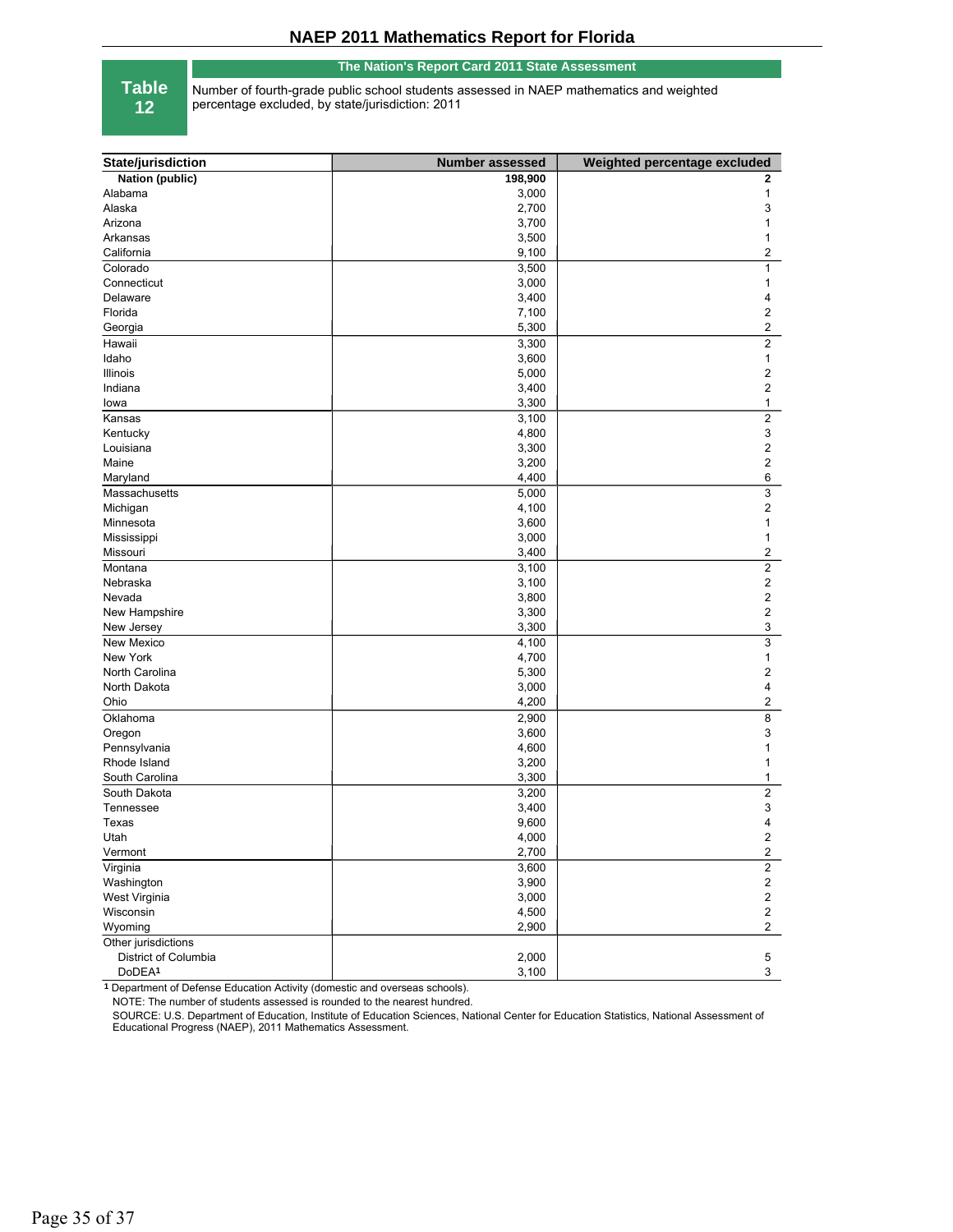**Table 12**

**The Nation's Report Card 2011 State Assessment**

Number of fourth-grade public school students assessed in NAEP mathematics and weighted percentage excluded, by state/jurisdiction: 2011

| State/jurisdiction | Number assessed | Weighted percentage excluded |
|---|---|---|
| **Nation (public)** | **198,900** | **2** |
| Alabama | 3,000 | 1 |
| Alaska | 2,700 | 3 |
| Arizona | 3,700 | 1 |
| Arkansas | 3,500 | 1 |
| California | 9,100 | 2 |
| Colorado | 3,500 | 1 |
| Connecticut | 3,000 | 1 |
| Delaware | 3,400 | 4 |
| Florida | 7,100 | 2 |
| Georgia | 5,300 | 2 |
| Hawaii | 3,300 | 2 |
| Idaho | 3,600 | 1 |
| Illinois | 5,000 | 2 |
| Indiana | 3,400 | 2 |
| Iowa | 3,300 | 1 |
| Kansas | 3,100 | 2 |
| Kentucky | 4,800 | 3 |
| Louisiana | 3,300 | 2 |
| Maine | 3,200 | 2 |
| Maryland | 4,400 | 6 |
| Massachusetts | 5,000 | 3 |
| Michigan | 4,100 | 2 |
| Minnesota | 3,600 | 1 |
| Mississippi | 3,000 | 1 |
| Missouri | 3,400 | 2 |
| Montana | 3,100 | 2 |
| Nebraska | 3,100 | 2 |
| Nevada | 3,800 | 2 |
| New Hampshire | 3,300 | 2 |
| New Jersey | 3,300 | 3 |
| New Mexico | 4,100 | 3 |
| New York | 4,700 | 1 |
| North Carolina | 5,300 | 2 |
| North Dakota | 3,000 | 4 |
| Ohio | 4,200 | 2 |
| Oklahoma | 2,900 | 8 |
| Oregon | 3,600 | 3 |
| Pennsylvania | 4,600 | 1 |
| Rhode Island | 3,200 | 1 |
| South Carolina | 3,300 | 1 |
| South Dakota | 3,200 | 2 |
| Tennessee | 3,400 | 3 |
| Texas | 9,600 | 4 |
| Utah | 4,000 | 2 |
| Vermont | 2,700 | 2 |
| Virginia | 3,600 | 2 |
| Washington | 3,900 | 2 |
| West Virginia | 3,000 | 2 |
| Wisconsin | 4,500 | 2 |
| Wyoming | 2,900 | 2 |
| Other jurisdictions | | |
| District of Columbia | 2,000 | 5 |
| DoDEA[1] | 3,100 | 3 |

[1] Department of Defense Education Activity (domestic and overseas schools).

NOTE: The number of students assessed is rounded to the nearest hundred.

SOURCE: U.S. Department of Education, Institute of Education Sciences, National Center for Education Statistics, National Assessment of Educational Progress (NAEP), 2011 Mathematics Assessment.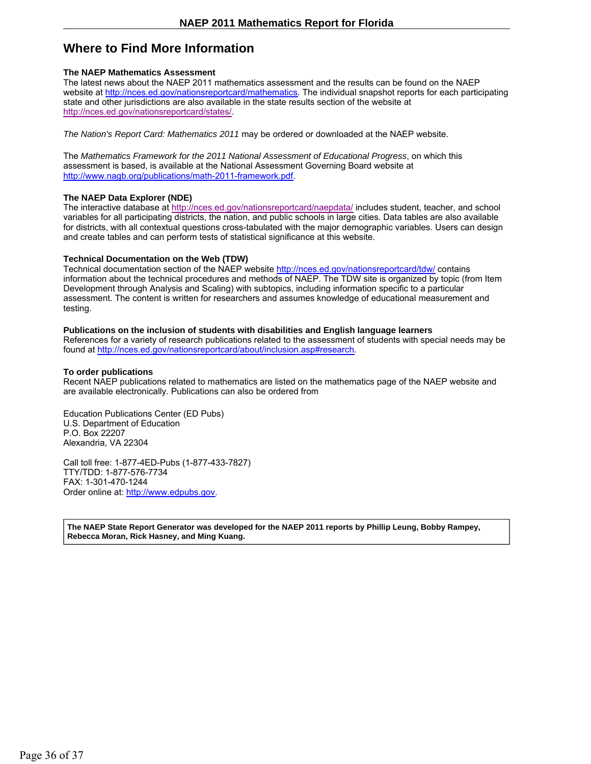# Where to Find More Information

### The NAEP Mathematics Assessment

The latest news about the NAEP 2011 mathematics assessment and the results can be found on the NAEP website at http://nces.ed.gov/nationsreportcard/mathematics. The individual snapshot reports for each participating state and other jurisdictions are also available in the state results section of the website at http://nces.ed.gov/nationsreportcard/states/.

*The Nation's Report Card: Mathematics 2011* may be ordered or downloaded at the NAEP website.

The *Mathematics Framework for the 2011 National Assessment of Educational Progress*, on which this assessment is based, is available at the National Assessment Governing Board website at http://www.nagb.org/publications/math-2011-framework.pdf.

### The NAEP Data Explorer (NDE)

The interactive database at http://nces.ed.gov/nationsreportcard/naepdata/ includes student, teacher, and school variables for all participating districts, the nation, and public schools in large cities. Data tables are also available for districts, with all contextual questions cross-tabulated with the major demographic variables. Users can design and create tables and can perform tests of statistical significance at this website.

### Technical Documentation on the Web (TDW)

Technical documentation section of the NAEP website http://nces.ed.gov/nationsreportcard/tdw/ contains information about the technical procedures and methods of NAEP. The TDW site is organized by topic (from Item Development through Analysis and Scaling) with subtopics, including information specific to a particular assessment. The content is written for researchers and assumes knowledge of educational measurement and testing.

### Publications on the inclusion of students with disabilities and English language learners

References for a variety of research publications related to the assessment of students with special needs may be found at http://nces.ed.gov/nationsreportcard/about/inclusion.asp#research.

### To order publications

Recent NAEP publications related to mathematics are listed on the mathematics page of the NAEP website and are available electronically. Publications can also be ordered from

Education Publications Center (ED Pubs)
U.S. Department of Education
P.O. Box 22207
Alexandria, VA 22304

Call toll free: 1-877-4ED-Pubs (1-877-433-7827)
TTY/TDD: 1-877-576-7734
FAX: 1-301-470-1244
Order online at: http://www.edpubs.gov.

**The NAEP State Report Generator was developed for the NAEP 2011 reports by Phillip Leung, Bobby Rampey, Rebecca Moran, Rick Hasney, and Ming Kuang.**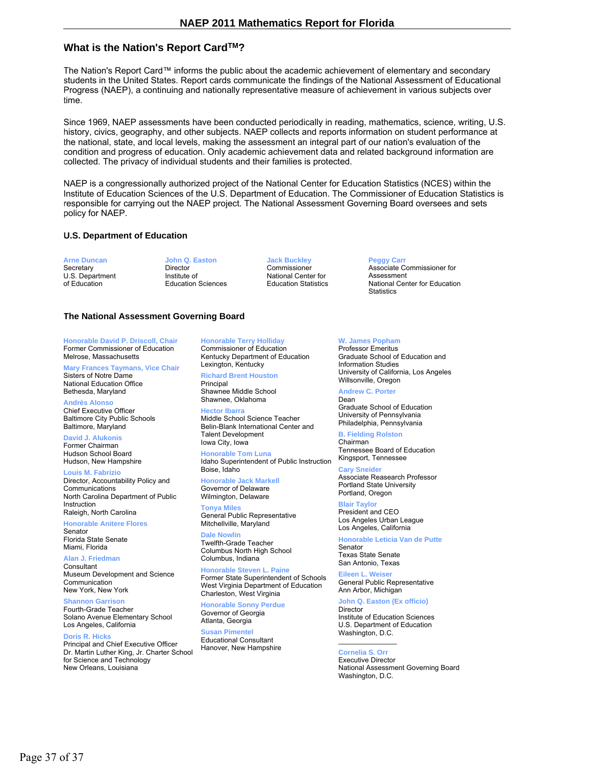## What is the Nation's Report Card™?

The Nation's Report Card™ informs the public about the academic achievement of elementary and secondary students in the United States. Report cards communicate the findings of the National Assessment of Educational Progress (NAEP), a continuing and nationally representative measure of achievement in various subjects over time.

Since 1969, NAEP assessments have been conducted periodically in reading, mathematics, science, writing, U.S. history, civics, geography, and other subjects. NAEP collects and reports information on student performance at the national, state, and local levels, making the assessment an integral part of our nation's evaluation of the condition and progress of education. Only academic achievement data and related background information are collected. The privacy of individual students and their families is protected.

NAEP is a congressionally authorized project of the National Center for Education Statistics (NCES) within the Institute of Education Sciences of the U.S. Department of Education. The Commissioner of Education Statistics is responsible for carrying out the NAEP project. The National Assessment Governing Board oversees and sets policy for NAEP.

### U.S. Department of Education

**Arne Duncan**
Secretary
U.S. Department of Education

**John Q. Easton**
Director
Institute of Education Sciences

**Jack Buckley**
Commissioner
National Center for Education Statistics

**Peggy Carr**
Associate Commissioner for Assessment
National Center for Education Statistics

### The National Assessment Governing Board

**Honorable David P. Driscoll, Chair**
Former Commissioner of Education
Melrose, Massachusetts

**Mary Frances Taymans, Vice Chair**
Sisters of Notre Dame
National Education Office
Bethesda, Maryland

**Andrès Alonso**
Chief Executive Officer
Baltimore City Public Schools
Baltimore, Maryland

**David J. Alukonis**
Former Chairman
Hudson School Board
Hudson, New Hampshire

**Louis M. Fabrizio**
Director, Accountability Policy and Communications
North Carolina Department of Public Instruction
Raleigh, North Carolina

**Honorable Anitere Flores**
Senator
Florida State Senate
Miami, Florida

**Alan J. Friedman**
Consultant
Museum Development and Science Communication
New York, New York

**Shannon Garrison**
Fourth-Grade Teacher
Solano Avenue Elementary School
Los Angeles, California

**Doris R. Hicks**
Principal and Chief Executive Officer
Dr. Martin Luther King, Jr. Charter School for Science and Technology
New Orleans, Louisiana

**Honorable Terry Holliday**
Commissioner of Education
Kentucky Department of Education
Lexington, Kentucky

**Richard Brent Houston**
Principal
Shawnee Middle School
Shawnee, Oklahoma

**Hector Ibarra**
Middle School Science Teacher
Belin-Blank International Center and Talent Development
Iowa City, Iowa

**Honorable Tom Luna**
Idaho Superintendent of Public Instruction
Boise, Idaho

**Honorable Jack Markell**
Governor of Delaware
Wilmington, Delaware

**Tonya Miles**
General Public Representative
Mitchellville, Maryland

**Dale Nowlin**
Twelfth-Grade Teacher
Columbus North High School
Columbus, Indiana

**Honorable Steven L. Paine**
Former State Superintendent of Schools
West Virginia Department of Education
Charleston, West Virginia

**Honorable Sonny Perdue**
Governor of Georgia
Atlanta, Georgia

**Susan Pimentel**
Educational Consultant
Hanover, New Hampshire

**W. James Popham**
Professor Emeritus
Graduate School of Education and Information Studies
University of California, Los Angeles
Willsonville, Oregon

**Andrew C. Porter**
Dean
Graduate School of Education
University of Pennsylvania
Philadelphia, Pennsylvania

**B. Fielding Rolston**
Chairman
Tennessee Board of Education
Kingsport, Tennessee

**Cary Sneider**
Associate Reasearch Professor
Portland State University
Portland, Oregon

**Blair Taylor**
President and CEO
Los Angeles Urban League
Los Angeles, California

**Honorable Leticia Van de Putte**
Senator
Texas State Senate
San Antonio, Texas

**Eileen L. Weiser**
General Public Representative
Ann Arbor, Michigan

**John Q. Easton (Ex officio)**
Director
Institute of Education Sciences
U.S. Department of Education
Washington, D.C.

---

**Cornelia S. Orr**
Executive Director
National Assessment Governing Board
Washington, D.C.